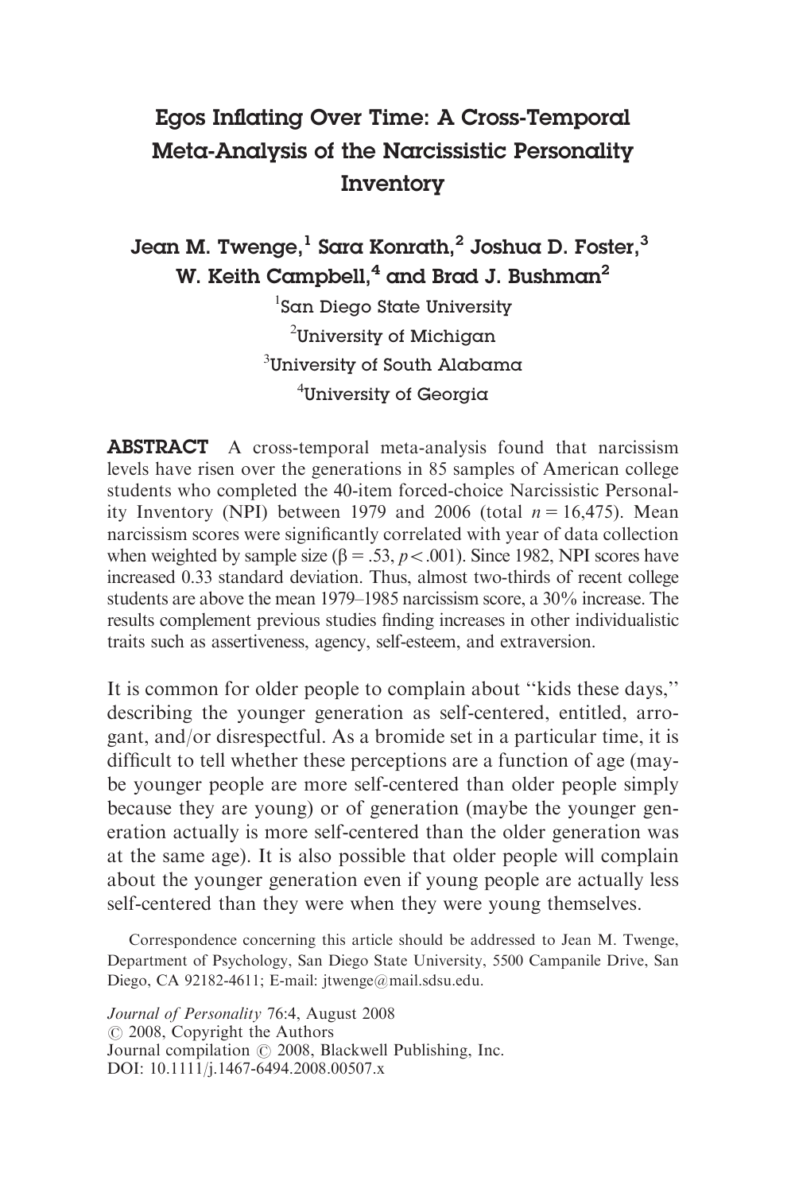# Egos Inflating Over Time: A Cross-Temporal Meta-Analysis of the Narcissistic Personality Inventory

**Jean M. Twenge,[1] Sara Konrath,[2] Joshua D. Foster,[3] W. Keith Campbell,[4] and Brad J. Bushman[2]**

[1]San Diego State University
[2]University of Michigan
[3]University of South Alabama
[4]University of Georgia

**ABSTRACT** A cross-temporal meta-analysis found that narcissism levels have risen over the generations in 85 samples of American college students who completed the 40-item forced-choice Narcissistic Personality Inventory (NPI) between 1979 and 2006 (total $n = 16{,}475$). Mean narcissism scores were significantly correlated with year of data collection when weighted by sample size ($\beta = .53$, $p < .001$). Since 1982, NPI scores have increased 0.33 standard deviation. Thus, almost two-thirds of recent college students are above the mean 1979–1985 narcissism score, a 30% increase. The results complement previous studies finding increases in other individualistic traits such as assertiveness, agency, self-esteem, and extraversion.

It is common for older people to complain about "kids these days," describing the younger generation as self-centered, entitled, arrogant, and/or disrespectful. As a bromide set in a particular time, it is difficult to tell whether these perceptions are a function of age (maybe younger people are more self-centered than older people simply because they are young) or of generation (maybe the younger generation actually is more self-centered than the older generation was at the same age). It is also possible that older people will complain about the younger generation even if young people are actually less self-centered than they were when they were young themselves.

Correspondence concerning this article should be addressed to Jean M. Twenge, Department of Psychology, San Diego State University, 5500 Campanile Drive, San Diego, CA 92182-4611; E-mail: jtwenge@mail.sdsu.edu.

*Journal of Personality* 76:4, August 2008
© 2008, Copyright the Authors
Journal compilation © 2008, Blackwell Publishing, Inc.
DOI: 10.1111/j.1467-6494.2008.00507.x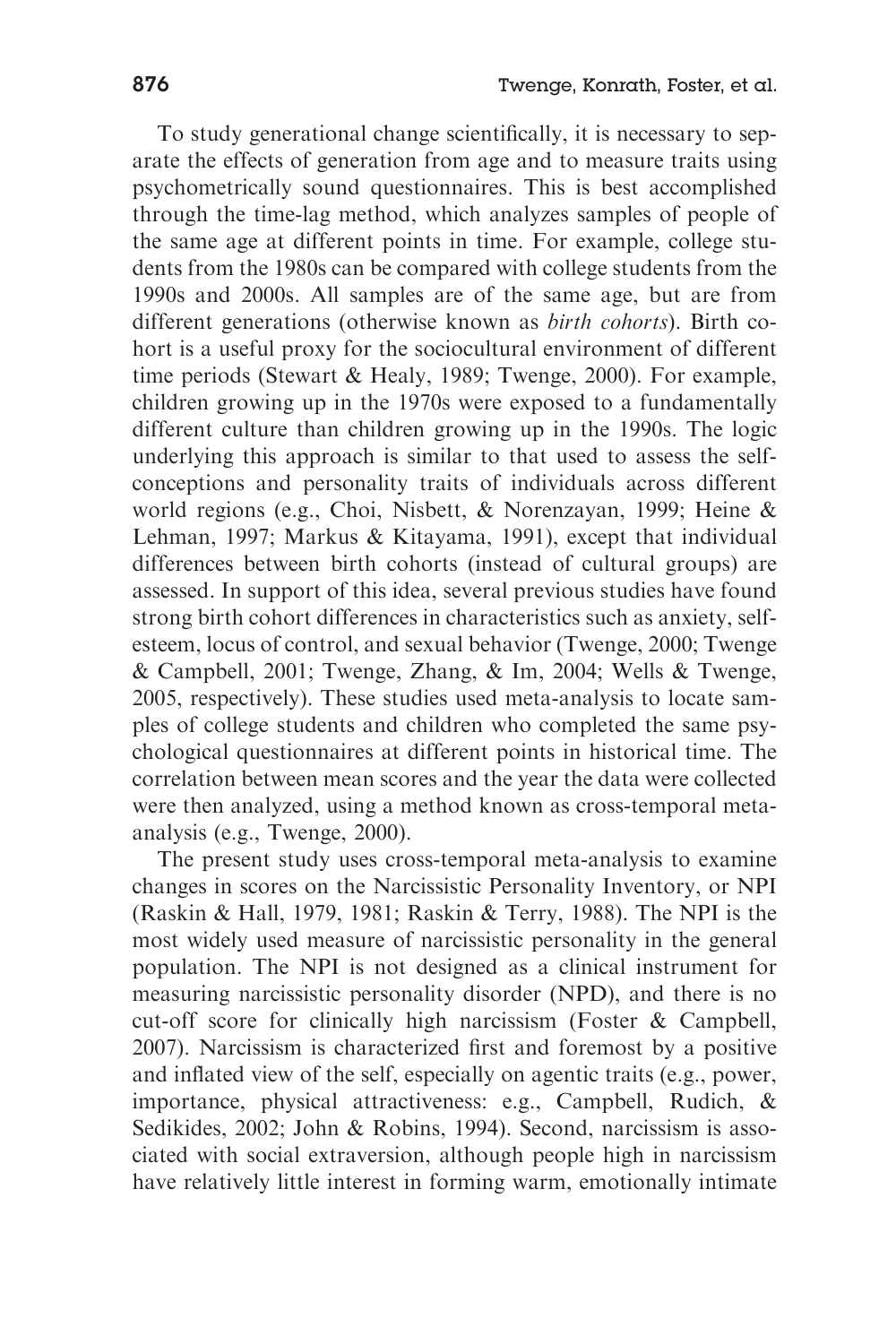To study generational change scientifically, it is necessary to separate the effects of generation from age and to measure traits using psychometrically sound questionnaires. This is best accomplished through the time-lag method, which analyzes samples of people of the same age at different points in time. For example, college students from the 1980s can be compared with college students from the 1990s and 2000s. All samples are of the same age, but are from different generations (otherwise known as *birth cohorts*). Birth cohort is a useful proxy for the sociocultural environment of different time periods (Stewart & Healy, 1989; Twenge, 2000). For example, children growing up in the 1970s were exposed to a fundamentally different culture than children growing up in the 1990s. The logic underlying this approach is similar to that used to assess the self-conceptions and personality traits of individuals across different world regions (e.g., Choi, Nisbett, & Norenzayan, 1999; Heine & Lehman, 1997; Markus & Kitayama, 1991), except that individual differences between birth cohorts (instead of cultural groups) are assessed. In support of this idea, several previous studies have found strong birth cohort differences in characteristics such as anxiety, self-esteem, locus of control, and sexual behavior (Twenge, 2000; Twenge & Campbell, 2001; Twenge, Zhang, & Im, 2004; Wells & Twenge, 2005, respectively). These studies used meta-analysis to locate samples of college students and children who completed the same psychological questionnaires at different points in historical time. The correlation between mean scores and the year the data were collected were then analyzed, using a method known as cross-temporal meta-analysis (e.g., Twenge, 2000).

The present study uses cross-temporal meta-analysis to examine changes in scores on the Narcissistic Personality Inventory, or NPI (Raskin & Hall, 1979, 1981; Raskin & Terry, 1988). The NPI is the most widely used measure of narcissistic personality in the general population. The NPI is not designed as a clinical instrument for measuring narcissistic personality disorder (NPD), and there is no cut-off score for clinically high narcissism (Foster & Campbell, 2007). Narcissism is characterized first and foremost by a positive and inflated view of the self, especially on agentic traits (e.g., power, importance, physical attractiveness: e.g., Campbell, Rudich, & Sedikides, 2002; John & Robins, 1994). Second, narcissism is associated with social extraversion, although people high in narcissism have relatively little interest in forming warm, emotionally intimate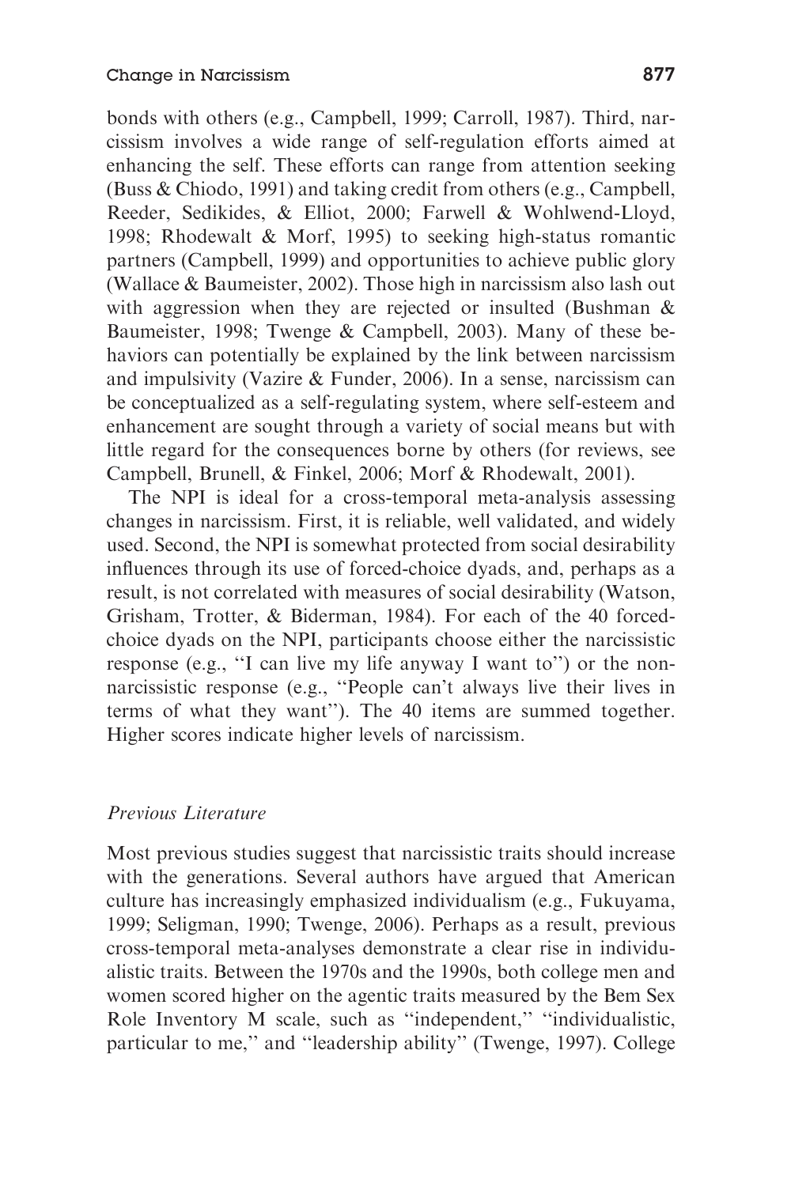bonds with others (e.g., Campbell, 1999; Carroll, 1987). Third, narcissism involves a wide range of self-regulation efforts aimed at enhancing the self. These efforts can range from attention seeking (Buss & Chiodo, 1991) and taking credit from others (e.g., Campbell, Reeder, Sedikides, & Elliot, 2000; Farwell & Wohlwend-Lloyd, 1998; Rhodewalt & Morf, 1995) to seeking high-status romantic partners (Campbell, 1999) and opportunities to achieve public glory (Wallace & Baumeister, 2002). Those high in narcissism also lash out with aggression when they are rejected or insulted (Bushman & Baumeister, 1998; Twenge & Campbell, 2003). Many of these behaviors can potentially be explained by the link between narcissism and impulsivity (Vazire & Funder, 2006). In a sense, narcissism can be conceptualized as a self-regulating system, where self-esteem and enhancement are sought through a variety of social means but with little regard for the consequences borne by others (for reviews, see Campbell, Brunell, & Finkel, 2006; Morf & Rhodewalt, 2001).

The NPI is ideal for a cross-temporal meta-analysis assessing changes in narcissism. First, it is reliable, well validated, and widely used. Second, the NPI is somewhat protected from social desirability influences through its use of forced-choice dyads, and, perhaps as a result, is not correlated with measures of social desirability (Watson, Grisham, Trotter, & Biderman, 1984). For each of the 40 forced-choice dyads on the NPI, participants choose either the narcissistic response (e.g., ''I can live my life anyway I want to'') or the non-narcissistic response (e.g., ''People can't always live their lives in terms of what they want''). The 40 items are summed together. Higher scores indicate higher levels of narcissism.

### *Previous Literature*

Most previous studies suggest that narcissistic traits should increase with the generations. Several authors have argued that American culture has increasingly emphasized individualism (e.g., Fukuyama, 1999; Seligman, 1990; Twenge, 2006). Perhaps as a result, previous cross-temporal meta-analyses demonstrate a clear rise in individualistic traits. Between the 1970s and the 1990s, both college men and women scored higher on the agentic traits measured by the Bem Sex Role Inventory M scale, such as ''independent,'' ''individualistic, particular to me,'' and ''leadership ability'' (Twenge, 1997). College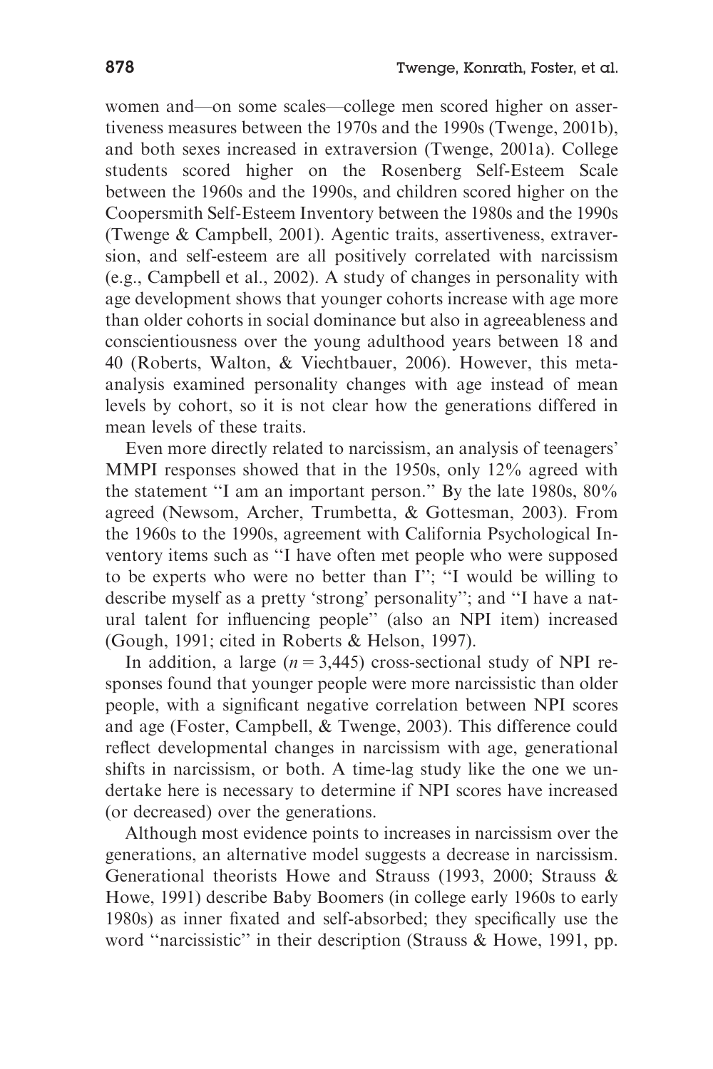women and—on some scales—college men scored higher on assertiveness measures between the 1970s and the 1990s (Twenge, 2001b), and both sexes increased in extraversion (Twenge, 2001a). College students scored higher on the Rosenberg Self-Esteem Scale between the 1960s and the 1990s, and children scored higher on the Coopersmith Self-Esteem Inventory between the 1980s and the 1990s (Twenge & Campbell, 2001). Agentic traits, assertiveness, extraversion, and self-esteem are all positively correlated with narcissism (e.g., Campbell et al., 2002). A study of changes in personality with age development shows that younger cohorts increase with age more than older cohorts in social dominance but also in agreeableness and conscientiousness over the young adulthood years between 18 and 40 (Roberts, Walton, & Viechtbauer, 2006). However, this meta-analysis examined personality changes with age instead of mean levels by cohort, so it is not clear how the generations differed in mean levels of these traits.

Even more directly related to narcissism, an analysis of teenagers' MMPI responses showed that in the 1950s, only 12% agreed with the statement "I am an important person." By the late 1980s, 80% agreed (Newsom, Archer, Trumbetta, & Gottesman, 2003). From the 1960s to the 1990s, agreement with California Psychological Inventory items such as "I have often met people who were supposed to be experts who were no better than I"; "I would be willing to describe myself as a pretty 'strong' personality"; and "I have a natural talent for influencing people" (also an NPI item) increased (Gough, 1991; cited in Roberts & Helson, 1997).

In addition, a large ($n = 3{,}445$) cross-sectional study of NPI responses found that younger people were more narcissistic than older people, with a significant negative correlation between NPI scores and age (Foster, Campbell, & Twenge, 2003). This difference could reflect developmental changes in narcissism with age, generational shifts in narcissism, or both. A time-lag study like the one we undertake here is necessary to determine if NPI scores have increased (or decreased) over the generations.

Although most evidence points to increases in narcissism over the generations, an alternative model suggests a decrease in narcissism. Generational theorists Howe and Strauss (1993, 2000; Strauss & Howe, 1991) describe Baby Boomers (in college early 1960s to early 1980s) as inner fixated and self-absorbed; they specifically use the word "narcissistic" in their description (Strauss & Howe, 1991, pp.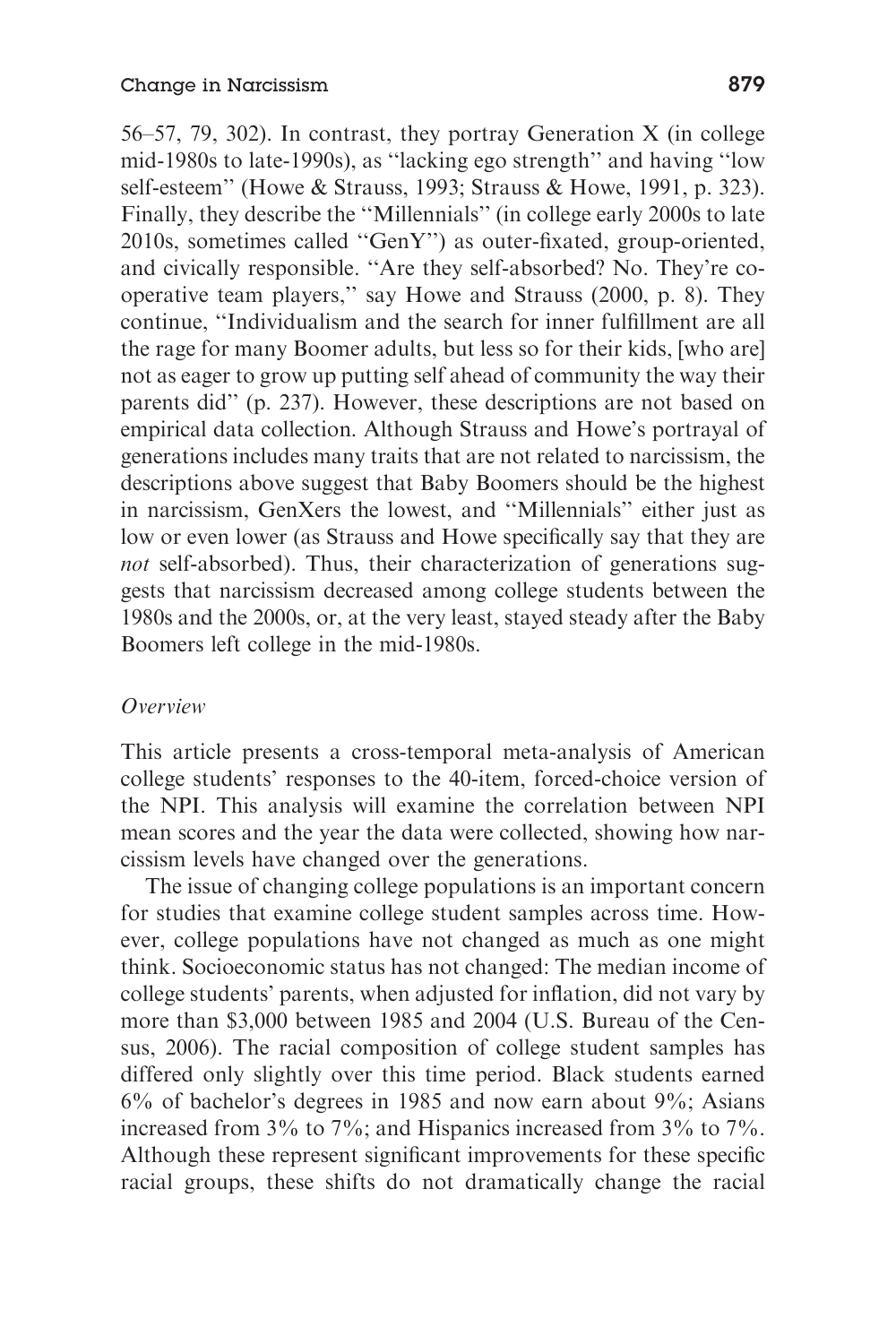56–57, 79, 302). In contrast, they portray Generation X (in college mid-1980s to late-1990s), as ''lacking ego strength'' and having ''low self-esteem'' (Howe & Strauss, 1993; Strauss & Howe, 1991, p. 323). Finally, they describe the ''Millennials'' (in college early 2000s to late 2010s, sometimes called ''GenY'') as outer-fixated, group-oriented, and civically responsible. ''Are they self-absorbed? No. They're co-operative team players,'' say Howe and Strauss (2000, p. 8). They continue, ''Individualism and the search for inner fulfillment are all the rage for many Boomer adults, but less so for their kids, [who are] not as eager to grow up putting self ahead of community the way their parents did'' (p. 237). However, these descriptions are not based on empirical data collection. Although Strauss and Howe's portrayal of generations includes many traits that are not related to narcissism, the descriptions above suggest that Baby Boomers should be the highest in narcissism, GenXers the lowest, and ''Millennials'' either just as low or even lower (as Strauss and Howe specifically say that they are *not* self-absorbed). Thus, their characterization of generations suggests that narcissism decreased among college students between the 1980s and the 2000s, or, at the very least, stayed steady after the Baby Boomers left college in the mid-1980s.

### *Overview*

This article presents a cross-temporal meta-analysis of American college students' responses to the 40-item, forced-choice version of the NPI. This analysis will examine the correlation between NPI mean scores and the year the data were collected, showing how narcissism levels have changed over the generations.

The issue of changing college populations is an important concern for studies that examine college student samples across time. However, college populations have not changed as much as one might think. Socioeconomic status has not changed: The median income of college students' parents, when adjusted for inflation, did not vary by more than $3,000 between 1985 and 2004 (U.S. Bureau of the Census, 2006). The racial composition of college student samples has differed only slightly over this time period. Black students earned 6% of bachelor's degrees in 1985 and now earn about 9%; Asians increased from 3% to 7%; and Hispanics increased from 3% to 7%. Although these represent significant improvements for these specific racial groups, these shifts do not dramatically change the racial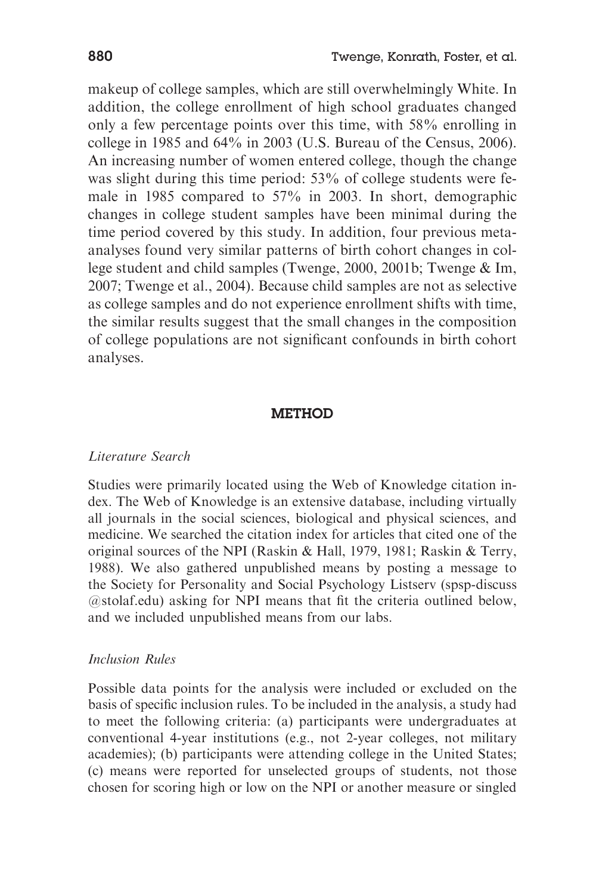makeup of college samples, which are still overwhelmingly White. In addition, the college enrollment of high school graduates changed only a few percentage points over this time, with 58% enrolling in college in 1985 and 64% in 2003 (U.S. Bureau of the Census, 2006). An increasing number of women entered college, though the change was slight during this time period: 53% of college students were female in 1985 compared to 57% in 2003. In short, demographic changes in college student samples have been minimal during the time period covered by this study. In addition, four previous meta-analyses found very similar patterns of birth cohort changes in college student and child samples (Twenge, 2000, 2001b; Twenge & Im, 2007; Twenge et al., 2004). Because child samples are not as selective as college samples and do not experience enrollment shifts with time, the similar results suggest that the small changes in the composition of college populations are not significant confounds in birth cohort analyses.

## METHOD

### *Literature Search*

Studies were primarily located using the Web of Knowledge citation index. The Web of Knowledge is an extensive database, including virtually all journals in the social sciences, biological and physical sciences, and medicine. We searched the citation index for articles that cited one of the original sources of the NPI (Raskin & Hall, 1979, 1981; Raskin & Terry, 1988). We also gathered unpublished means by posting a message to the Society for Personality and Social Psychology Listserv (spsp-discuss @stolaf.edu) asking for NPI means that fit the criteria outlined below, and we included unpublished means from our labs.

### *Inclusion Rules*

Possible data points for the analysis were included or excluded on the basis of specific inclusion rules. To be included in the analysis, a study had to meet the following criteria: (a) participants were undergraduates at conventional 4-year institutions (e.g., not 2-year colleges, not military academies); (b) participants were attending college in the United States; (c) means were reported for unselected groups of students, not those chosen for scoring high or low on the NPI or another measure or singled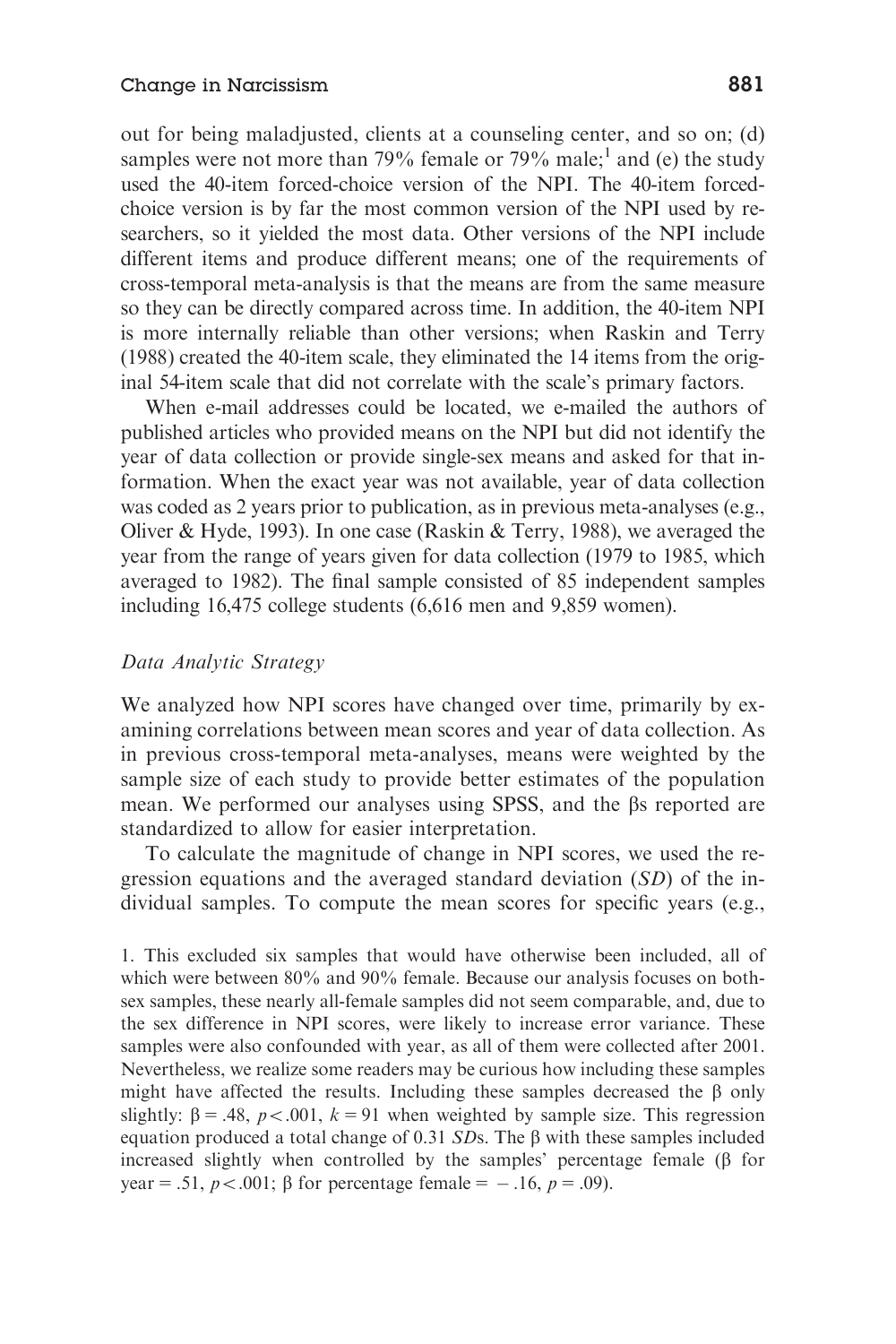out for being maladjusted, clients at a counseling center, and so on; (d) samples were not more than 79% female or 79% male;[1] and (e) the study used the 40-item forced-choice version of the NPI. The 40-item forced-choice version is by far the most common version of the NPI used by researchers, so it yielded the most data. Other versions of the NPI include different items and produce different means; one of the requirements of cross-temporal meta-analysis is that the means are from the same measure so they can be directly compared across time. In addition, the 40-item NPI is more internally reliable than other versions; when Raskin and Terry (1988) created the 40-item scale, they eliminated the 14 items from the original 54-item scale that did not correlate with the scale's primary factors.

When e-mail addresses could be located, we e-mailed the authors of published articles who provided means on the NPI but did not identify the year of data collection or provide single-sex means and asked for that information. When the exact year was not available, year of data collection was coded as 2 years prior to publication, as in previous meta-analyses (e.g., Oliver & Hyde, 1993). In one case (Raskin & Terry, 1988), we averaged the year from the range of years given for data collection (1979 to 1985, which averaged to 1982). The final sample consisted of 85 independent samples including 16,475 college students (6,616 men and 9,859 women).

### *Data Analytic Strategy*

We analyzed how NPI scores have changed over time, primarily by examining correlations between mean scores and year of data collection. As in previous cross-temporal meta-analyses, means were weighted by the sample size of each study to provide better estimates of the population mean. We performed our analyses using SPSS, and the $\beta$s reported are standardized to allow for easier interpretation.

To calculate the magnitude of change in NPI scores, we used the regression equations and the averaged standard deviation (*SD*) of the individual samples. To compute the mean scores for specific years (e.g.,

1. This excluded six samples that would have otherwise been included, all of which were between 80% and 90% female. Because our analysis focuses on both-sex samples, these nearly all-female samples did not seem comparable, and, due to the sex difference in NPI scores, were likely to increase error variance. These samples were also confounded with year, as all of them were collected after 2001. Nevertheless, we realize some readers may be curious how including these samples might have affected the results. Including these samples decreased the $\beta$ only slightly: $\beta = .48$, $p < .001$, $k = 91$ when weighted by sample size. This regression equation produced a total change of 0.31 *SD*s. The $\beta$ with these samples included increased slightly when controlled by the samples' percentage female ($\beta$ for year $= .51$, $p < .001$; $\beta$ for percentage female $= -.16$, $p = .09$).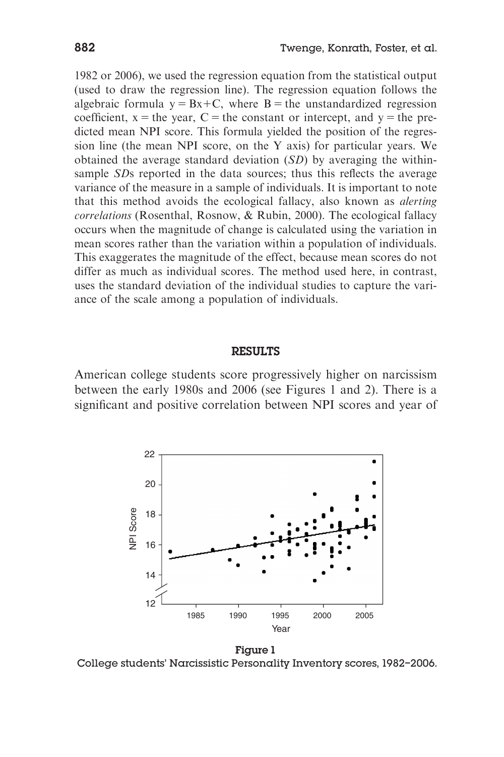1982 or 2006), we used the regression equation from the statistical output (used to draw the regression line). The regression equation follows the algebraic formula $y = Bx + C$, where $B =$ the unstandardized regression coefficient, $x =$ the year, $C =$ the constant or intercept, and $y =$ the predicted mean NPI score. This formula yielded the position of the regression line (the mean NPI score, on the Y axis) for particular years. We obtained the average standard deviation (*SD*) by averaging the within-sample *SD*s reported in the data sources; thus this reflects the average variance of the measure in a sample of individuals. It is important to note that this method avoids the ecological fallacy, also known as *alerting correlations* (Rosenthal, Rosnow, & Rubin, 2000). The ecological fallacy occurs when the magnitude of change is calculated using the variation in mean scores rather than the variation within a population of individuals. This exaggerates the magnitude of the effect, because mean scores do not differ as much as individual scores. The method used here, in contrast, uses the standard deviation of the individual studies to capture the variance of the scale among a population of individuals.

## RESULTS

American college students score progressively higher on narcissism between the early 1980s and 2006 (see Figures 1 and 2). There is a significant and positive correlation between NPI scores and year of

**Figure 1**
College students' Narcissistic Personality Inventory scores, 1982–2006.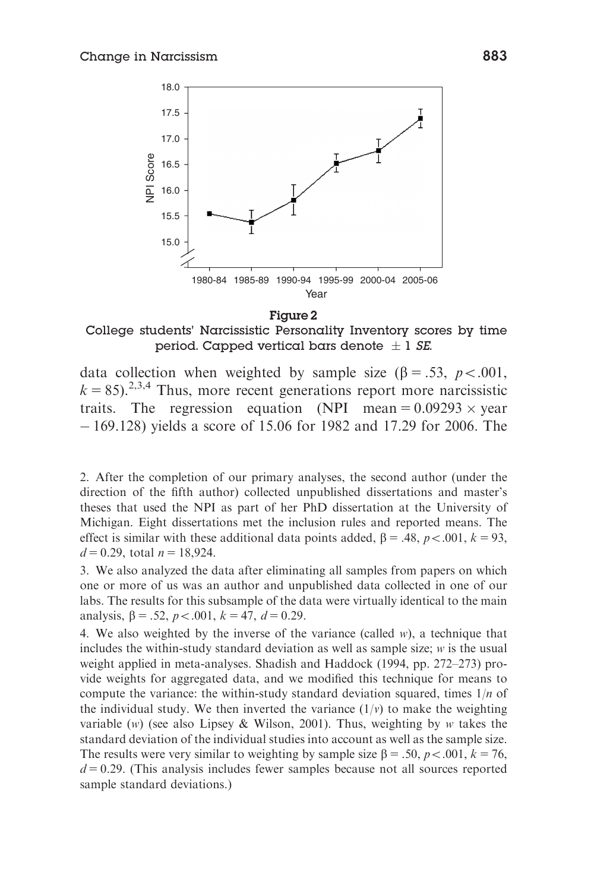**Figure 2**

College students' Narcissistic Personality Inventory scores by time period. Capped vertical bars denote $\pm 1$ *SE*.

data collection when weighted by sample size ($\beta = .53$, $p < .001$, $k = 85$).[2,3,4] Thus, more recent generations report more narcissistic traits. The regression equation (NPI mean $= 0.09293 \times$ year $- 169.128$) yields a score of 15.06 for 1982 and 17.29 for 2006. The

2. After the completion of our primary analyses, the second author (under the direction of the fifth author) collected unpublished dissertations and master's theses that used the NPI as part of her PhD dissertation at the University of Michigan. Eight dissertations met the inclusion rules and reported means. The effect is similar with these additional data points added, $\beta = .48$, $p < .001$, $k = 93$, $d = 0.29$, total $n = 18{,}924$.

3. We also analyzed the data after eliminating all samples from papers on which one or more of us was an author and unpublished data collected in one of our labs. The results for this subsample of the data were virtually identical to the main analysis, $\beta = .52$, $p < .001$, $k = 47$, $d = 0.29$.

4. We also weighted by the inverse of the variance (called $w$), a technique that includes the within-study standard deviation as well as sample size; $w$ is the usual weight applied in meta-analyses. Shadish and Haddock (1994, pp. 272–273) provide weights for aggregated data, and we modified this technique for means to compute the variance: the within-study standard deviation squared, times $1/n$ of the individual study. We then inverted the variance ($1/v$) to make the weighting variable ($w$) (see also Lipsey & Wilson, 2001). Thus, weighting by $w$ takes the standard deviation of the individual studies into account as well as the sample size. The results were very similar to weighting by sample size $\beta = .50$, $p < .001$, $k = 76$, $d = 0.29$. (This analysis includes fewer samples because not all sources reported sample standard deviations.)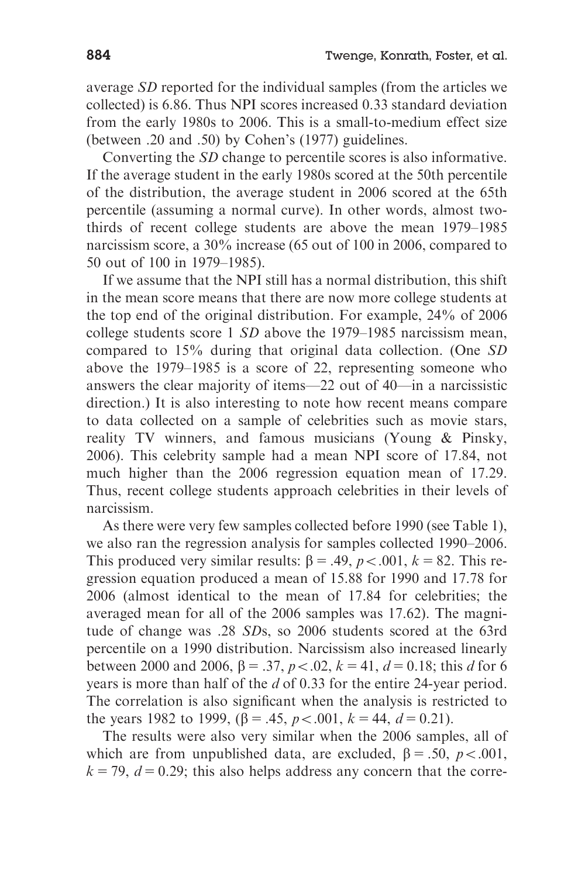average *SD* reported for the individual samples (from the articles we collected) is 6.86. Thus NPI scores increased 0.33 standard deviation from the early 1980s to 2006. This is a small-to-medium effect size (between .20 and .50) by Cohen's (1977) guidelines.

Converting the *SD* change to percentile scores is also informative. If the average student in the early 1980s scored at the 50th percentile of the distribution, the average student in 2006 scored at the 65th percentile (assuming a normal curve). In other words, almost two-thirds of recent college students are above the mean 1979–1985 narcissism score, a 30% increase (65 out of 100 in 2006, compared to 50 out of 100 in 1979–1985).

If we assume that the NPI still has a normal distribution, this shift in the mean score means that there are now more college students at the top end of the original distribution. For example, 24% of 2006 college students score 1 *SD* above the 1979–1985 narcissism mean, compared to 15% during that original data collection. (One *SD* above the 1979–1985 is a score of 22, representing someone who answers the clear majority of items—22 out of 40—in a narcissistic direction.) It is also interesting to note how recent means compare to data collected on a sample of celebrities such as movie stars, reality TV winners, and famous musicians (Young & Pinsky, 2006). This celebrity sample had a mean NPI score of 17.84, not much higher than the 2006 regression equation mean of 17.29. Thus, recent college students approach celebrities in their levels of narcissism.

As there were very few samples collected before 1990 (see Table 1), we also ran the regression analysis for samples collected 1990–2006. This produced very similar results: $\beta = .49$, $p < .001$, $k = 82$. This regression equation produced a mean of 15.88 for 1990 and 17.78 for 2006 (almost identical to the mean of 17.84 for celebrities; the averaged mean for all of the 2006 samples was 17.62). The magnitude of change was .28 *SD*s, so 2006 students scored at the 63rd percentile on a 1990 distribution. Narcissism also increased linearly between 2000 and 2006, $\beta = .37$, $p < .02$, $k = 41$, $d = 0.18$; this *d* for 6 years is more than half of the *d* of 0.33 for the entire 24-year period. The correlation is also significant when the analysis is restricted to the years 1982 to 1999, ($\beta = .45$, $p < .001$, $k = 44$, $d = 0.21$).

The results were also very similar when the 2006 samples, all of which are from unpublished data, are excluded, $\beta = .50$, $p < .001$, $k = 79$, $d = 0.29$; this also helps address any concern that the corre-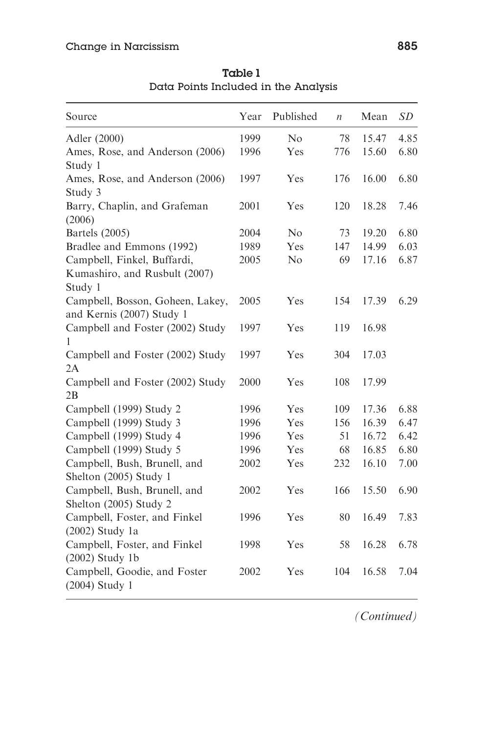**Table 1**
Data Points Included in the Analysis

| Source | Year | Published | *n* | Mean | *SD* |
|---|---|---|---|---|---|
| Adler (2000) | 1999 | No | 78 | 15.47 | 4.85 |
| Ames, Rose, and Anderson (2006) Study 1 | 1996 | Yes | 776 | 15.60 | 6.80 |
| Ames, Rose, and Anderson (2006) Study 3 | 1997 | Yes | 176 | 16.00 | 6.80 |
| Barry, Chaplin, and Grafeman (2006) | 2001 | Yes | 120 | 18.28 | 7.46 |
| Bartels (2005) | 2004 | No | 73 | 19.20 | 6.80 |
| Bradlee and Emmons (1992) | 1989 | Yes | 147 | 14.99 | 6.03 |
| Campbell, Finkel, Buffardi, Kumashiro, and Rusbult (2007) Study 1 | 2005 | No | 69 | 17.16 | 6.87 |
| Campbell, Bosson, Goheen, Lakey, and Kernis (2007) Study 1 | 2005 | Yes | 154 | 17.39 | 6.29 |
| Campbell and Foster (2002) Study 1 | 1997 | Yes | 119 | 16.98 | |
| Campbell and Foster (2002) Study 2A | 1997 | Yes | 304 | 17.03 | |
| Campbell and Foster (2002) Study 2B | 2000 | Yes | 108 | 17.99 | |
| Campbell (1999) Study 2 | 1996 | Yes | 109 | 17.36 | 6.88 |
| Campbell (1999) Study 3 | 1996 | Yes | 156 | 16.39 | 6.47 |
| Campbell (1999) Study 4 | 1996 | Yes | 51 | 16.72 | 6.42 |
| Campbell (1999) Study 5 | 1996 | Yes | 68 | 16.85 | 6.80 |
| Campbell, Bush, Brunell, and Shelton (2005) Study 1 | 2002 | Yes | 232 | 16.10 | 7.00 |
| Campbell, Bush, Brunell, and Shelton (2005) Study 2 | 2002 | Yes | 166 | 15.50 | 6.90 |
| Campbell, Foster, and Finkel (2002) Study 1a | 1996 | Yes | 80 | 16.49 | 7.83 |
| Campbell, Foster, and Finkel (2002) Study 1b | 1998 | Yes | 58 | 16.28 | 6.78 |
| Campbell, Goodie, and Foster (2004) Study 1 | 2002 | Yes | 104 | 16.58 | 7.04 |

*(Continued)*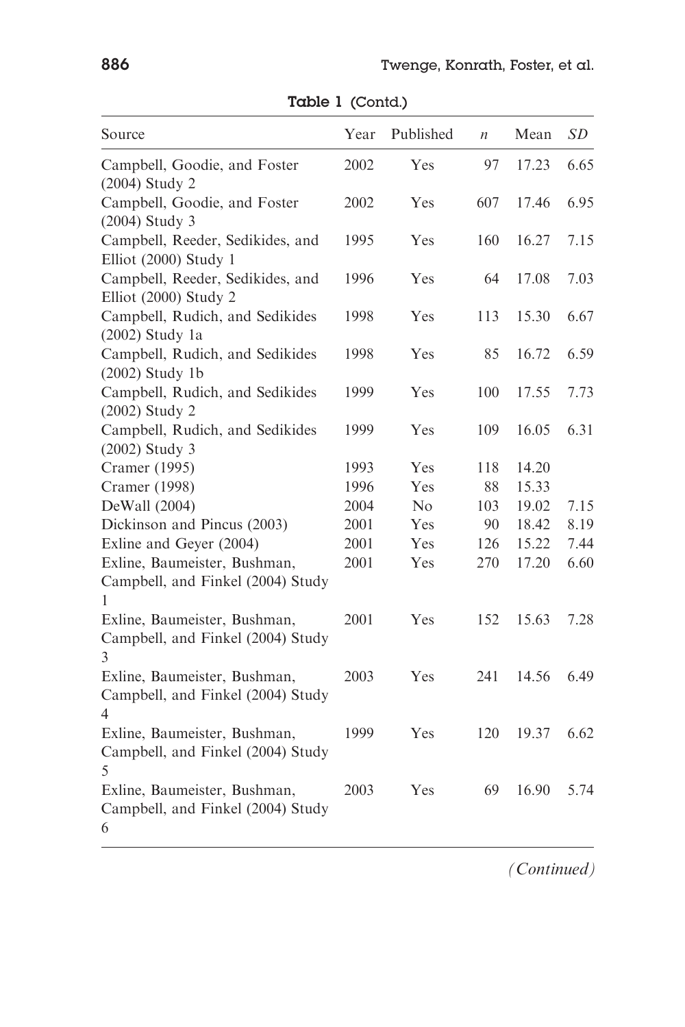**Table 1** (Contd.)

| Source | Year | Published | *n* | Mean | *SD* |
|---|---|---|---|---|---|
| Campbell, Goodie, and Foster (2004) Study 2 | 2002 | Yes | 97 | 17.23 | 6.65 |
| Campbell, Goodie, and Foster (2004) Study 3 | 2002 | Yes | 607 | 17.46 | 6.95 |
| Campbell, Reeder, Sedikides, and Elliot (2000) Study 1 | 1995 | Yes | 160 | 16.27 | 7.15 |
| Campbell, Reeder, Sedikides, and Elliot (2000) Study 2 | 1996 | Yes | 64 | 17.08 | 7.03 |
| Campbell, Rudich, and Sedikides (2002) Study 1a | 1998 | Yes | 113 | 15.30 | 6.67 |
| Campbell, Rudich, and Sedikides (2002) Study 1b | 1998 | Yes | 85 | 16.72 | 6.59 |
| Campbell, Rudich, and Sedikides (2002) Study 2 | 1999 | Yes | 100 | 17.55 | 7.73 |
| Campbell, Rudich, and Sedikides (2002) Study 3 | 1999 | Yes | 109 | 16.05 | 6.31 |
| Cramer (1995) | 1993 | Yes | 118 | 14.20 | |
| Cramer (1998) | 1996 | Yes | 88 | 15.33 | |
| DeWall (2004) | 2004 | No | 103 | 19.02 | 7.15 |
| Dickinson and Pincus (2003) | 2001 | Yes | 90 | 18.42 | 8.19 |
| Exline and Geyer (2004) | 2001 | Yes | 126 | 15.22 | 7.44 |
| Exline, Baumeister, Bushman, Campbell, and Finkel (2004) Study 1 | 2001 | Yes | 270 | 17.20 | 6.60 |
| Exline, Baumeister, Bushman, Campbell, and Finkel (2004) Study 3 | 2001 | Yes | 152 | 15.63 | 7.28 |
| Exline, Baumeister, Bushman, Campbell, and Finkel (2004) Study 4 | 2003 | Yes | 241 | 14.56 | 6.49 |
| Exline, Baumeister, Bushman, Campbell, and Finkel (2004) Study 5 | 1999 | Yes | 120 | 19.37 | 6.62 |
| Exline, Baumeister, Bushman, Campbell, and Finkel (2004) Study 6 | 2003 | Yes | 69 | 16.90 | 5.74 |

*(Continued)*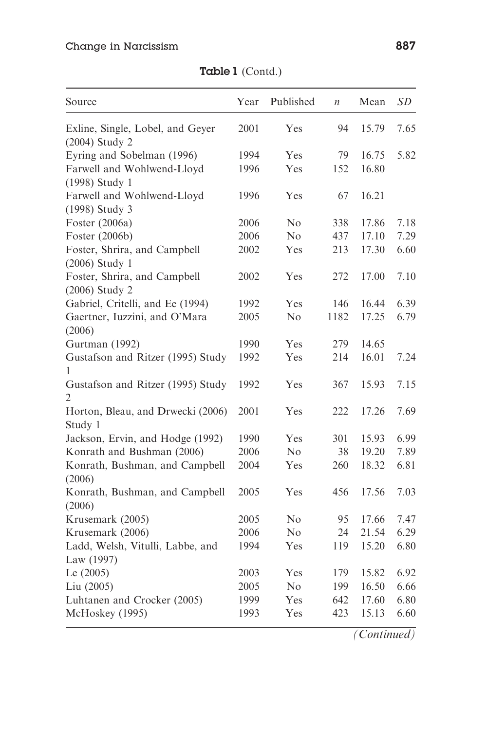Table 1 (Contd.)

| Source | Year | Published | *n* | Mean | *SD* |
|---|---|---|---|---|---|
| Exline, Single, Lobel, and Geyer (2004) Study 2 | 2001 | Yes | 94 | 15.79 | 7.65 |
| Eyring and Sobelman (1996) | 1994 | Yes | 79 | 16.75 | 5.82 |
| Farwell and Wohlwend-Lloyd (1998) Study 1 | 1996 | Yes | 152 | 16.80 | |
| Farwell and Wohlwend-Lloyd (1998) Study 3 | 1996 | Yes | 67 | 16.21 | |
| Foster (2006a) | 2006 | No | 338 | 17.86 | 7.18 |
| Foster (2006b) | 2006 | No | 437 | 17.10 | 7.29 |
| Foster, Shrira, and Campbell (2006) Study 1 | 2002 | Yes | 213 | 17.30 | 6.60 |
| Foster, Shrira, and Campbell (2006) Study 2 | 2002 | Yes | 272 | 17.00 | 7.10 |
| Gabriel, Critelli, and Ee (1994) | 1992 | Yes | 146 | 16.44 | 6.39 |
| Gaertner, Iuzzini, and O'Mara (2006) | 2005 | No | 1182 | 17.25 | 6.79 |
| Gurtman (1992) | 1990 | Yes | 279 | 14.65 | |
| Gustafson and Ritzer (1995) Study 1 | 1992 | Yes | 214 | 16.01 | 7.24 |
| Gustafson and Ritzer (1995) Study 2 | 1992 | Yes | 367 | 15.93 | 7.15 |
| Horton, Bleau, and Drwecki (2006) Study 1 | 2001 | Yes | 222 | 17.26 | 7.69 |
| Jackson, Ervin, and Hodge (1992) | 1990 | Yes | 301 | 15.93 | 6.99 |
| Konrath and Bushman (2006) | 2006 | No | 38 | 19.20 | 7.89 |
| Konrath, Bushman, and Campbell (2006) | 2004 | Yes | 260 | 18.32 | 6.81 |
| Konrath, Bushman, and Campbell (2006) | 2005 | Yes | 456 | 17.56 | 7.03 |
| Krusemark (2005) | 2005 | No | 95 | 17.66 | 7.47 |
| Krusemark (2006) | 2006 | No | 24 | 21.54 | 6.29 |
| Ladd, Welsh, Vitulli, Labbe, and Law (1997) | 1994 | Yes | 119 | 15.20 | 6.80 |
| Le (2005) | 2003 | Yes | 179 | 15.82 | 6.92 |
| Liu (2005) | 2005 | No | 199 | 16.50 | 6.66 |
| Luhtanen and Crocker (2005) | 1999 | Yes | 642 | 17.60 | 6.80 |
| McHoskey (1995) | 1993 | Yes | 423 | 15.13 | 6.60 |

*(Continued)*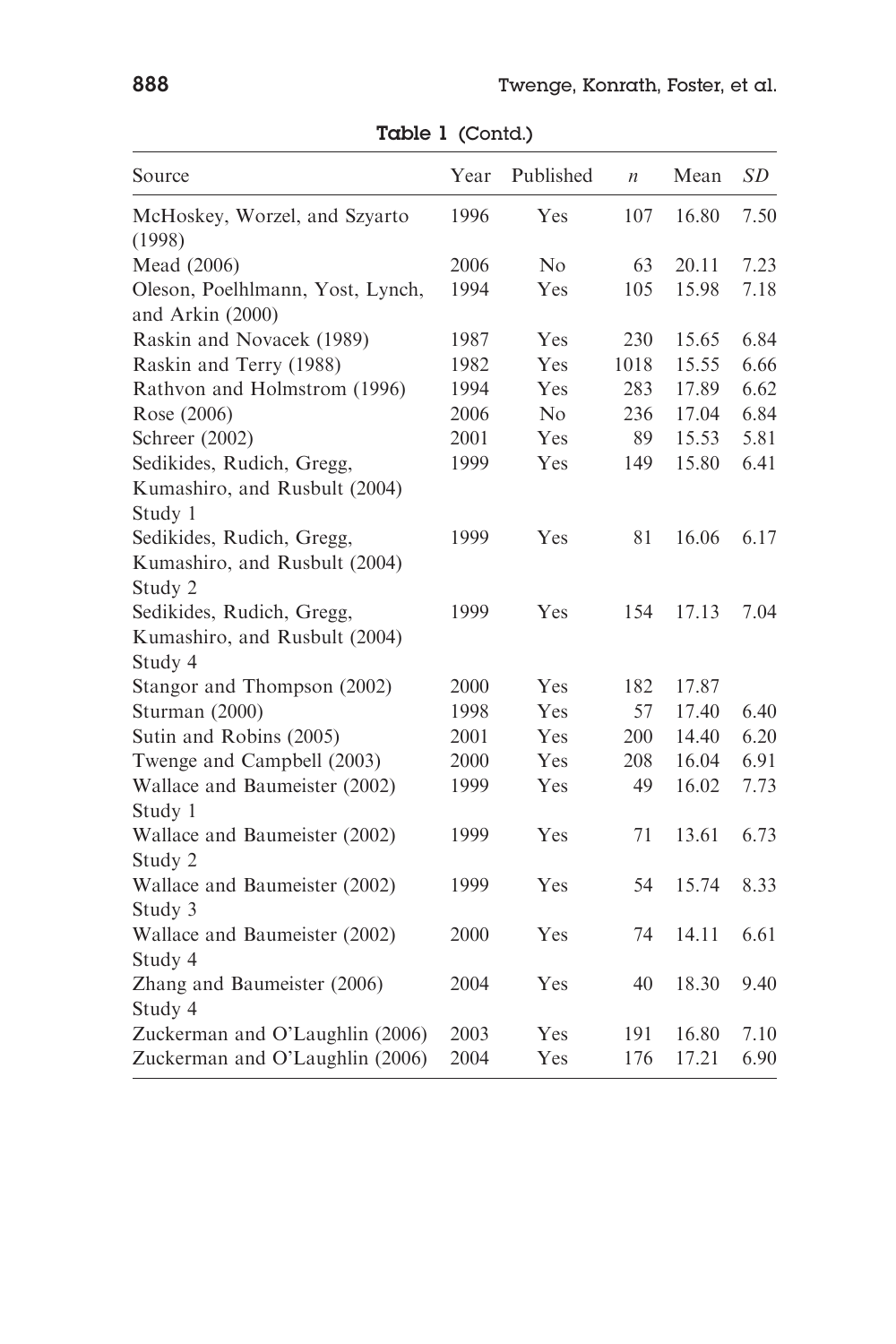Table 1 (Contd.)

| Source | Year | Published | *n* | Mean | *SD* |
|---|---|---|---|---|---|
| McHoskey, Worzel, and Szyarto (1998) | 1996 | Yes | 107 | 16.80 | 7.50 |
| Mead (2006) | 2006 | No | 63 | 20.11 | 7.23 |
| Oleson, Poelhlmann, Yost, Lynch, and Arkin (2000) | 1994 | Yes | 105 | 15.98 | 7.18 |
| Raskin and Novacek (1989) | 1987 | Yes | 230 | 15.65 | 6.84 |
| Raskin and Terry (1988) | 1982 | Yes | 1018 | 15.55 | 6.66 |
| Rathvon and Holmstrom (1996) | 1994 | Yes | 283 | 17.89 | 6.62 |
| Rose (2006) | 2006 | No | 236 | 17.04 | 6.84 |
| Schreer (2002) | 2001 | Yes | 89 | 15.53 | 5.81 |
| Sedikides, Rudich, Gregg, Kumashiro, and Rusbult (2004) Study 1 | 1999 | Yes | 149 | 15.80 | 6.41 |
| Sedikides, Rudich, Gregg, Kumashiro, and Rusbult (2004) Study 2 | 1999 | Yes | 81 | 16.06 | 6.17 |
| Sedikides, Rudich, Gregg, Kumashiro, and Rusbult (2004) Study 4 | 1999 | Yes | 154 | 17.13 | 7.04 |
| Stangor and Thompson (2002) | 2000 | Yes | 182 | 17.87 | |
| Sturman (2000) | 1998 | Yes | 57 | 17.40 | 6.40 |
| Sutin and Robins (2005) | 2001 | Yes | 200 | 14.40 | 6.20 |
| Twenge and Campbell (2003) | 2000 | Yes | 208 | 16.04 | 6.91 |
| Wallace and Baumeister (2002) Study 1 | 1999 | Yes | 49 | 16.02 | 7.73 |
| Wallace and Baumeister (2002) Study 2 | 1999 | Yes | 71 | 13.61 | 6.73 |
| Wallace and Baumeister (2002) Study 3 | 1999 | Yes | 54 | 15.74 | 8.33 |
| Wallace and Baumeister (2002) Study 4 | 2000 | Yes | 74 | 14.11 | 6.61 |
| Zhang and Baumeister (2006) Study 4 | 2004 | Yes | 40 | 18.30 | 9.40 |
| Zuckerman and O'Laughlin (2006) | 2003 | Yes | 191 | 16.80 | 7.10 |
| Zuckerman and O'Laughlin (2006) | 2004 | Yes | 176 | 17.21 | 6.90 |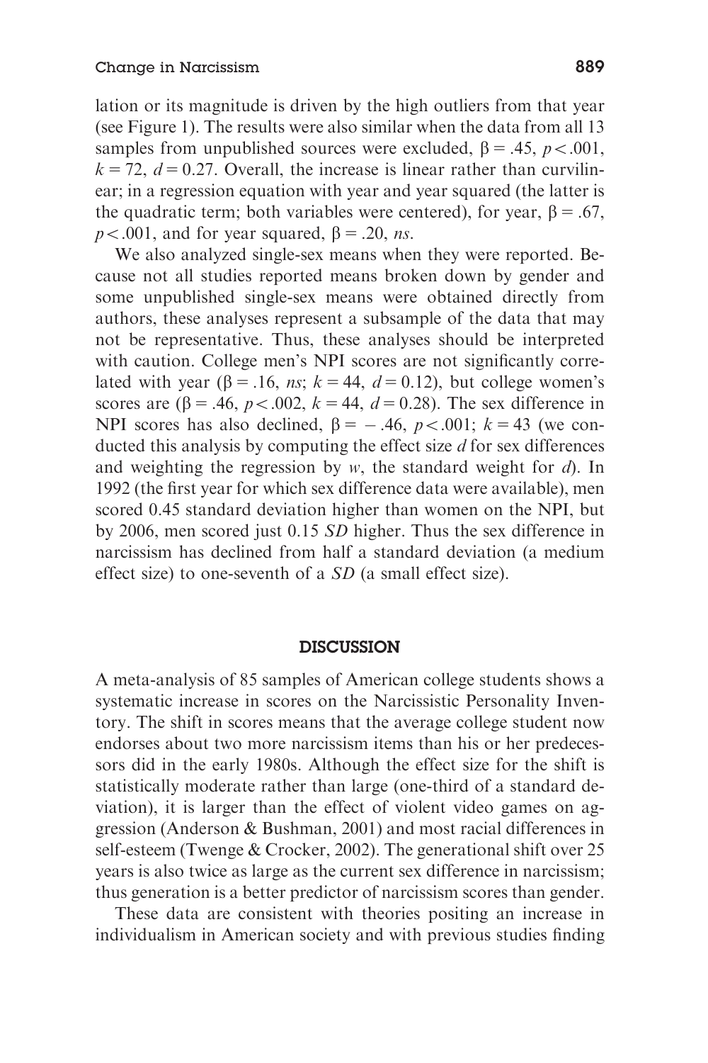lation or its magnitude is driven by the high outliers from that year (see Figure 1). The results were also similar when the data from all 13 samples from unpublished sources were excluded, $\beta = .45$, $p < .001$, $k = 72$, $d = 0.27$. Overall, the increase is linear rather than curvilinear; in a regression equation with year and year squared (the latter is the quadratic term; both variables were centered), for year, $\beta = .67$, $p < .001$, and for year squared, $\beta = .20$, *ns*.

We also analyzed single-sex means when they were reported. Because not all studies reported means broken down by gender and some unpublished single-sex means were obtained directly from authors, these analyses represent a subsample of the data that may not be representative. Thus, these analyses should be interpreted with caution. College men's NPI scores are not significantly correlated with year ($\beta = .16$, *ns*; $k = 44$, $d = 0.12$), but college women's scores are ($\beta = .46$, $p < .002$, $k = 44$, $d = 0.28$). The sex difference in NPI scores has also declined, $\beta = -.46$, $p < .001$; $k = 43$ (we conducted this analysis by computing the effect size $d$ for sex differences and weighting the regression by $w$, the standard weight for $d$). In 1992 (the first year for which sex difference data were available), men scored 0.45 standard deviation higher than women on the NPI, but by 2006, men scored just 0.15 *SD* higher. Thus the sex difference in narcissism has declined from half a standard deviation (a medium effect size) to one-seventh of a *SD* (a small effect size).

## DISCUSSION

A meta-analysis of 85 samples of American college students shows a systematic increase in scores on the Narcissistic Personality Inventory. The shift in scores means that the average college student now endorses about two more narcissism items than his or her predecessors did in the early 1980s. Although the effect size for the shift is statistically moderate rather than large (one-third of a standard deviation), it is larger than the effect of violent video games on aggression (Anderson & Bushman, 2001) and most racial differences in self-esteem (Twenge & Crocker, 2002). The generational shift over 25 years is also twice as large as the current sex difference in narcissism; thus generation is a better predictor of narcissism scores than gender.

These data are consistent with theories positing an increase in individualism in American society and with previous studies finding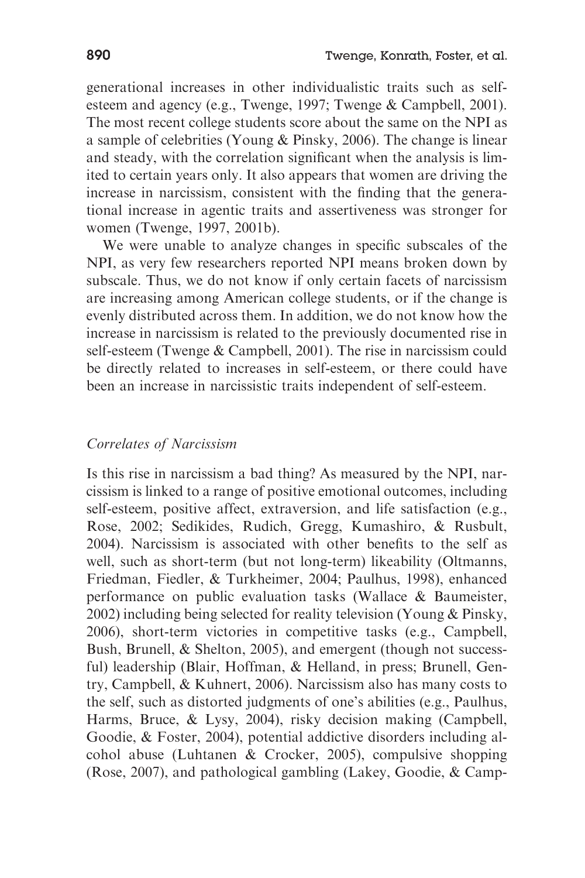generational increases in other individualistic traits such as self-esteem and agency (e.g., Twenge, 1997; Twenge & Campbell, 2001). The most recent college students score about the same on the NPI as a sample of celebrities (Young & Pinsky, 2006). The change is linear and steady, with the correlation significant when the analysis is limited to certain years only. It also appears that women are driving the increase in narcissism, consistent with the finding that the generational increase in agentic traits and assertiveness was stronger for women (Twenge, 1997, 2001b).

We were unable to analyze changes in specific subscales of the NPI, as very few researchers reported NPI means broken down by subscale. Thus, we do not know if only certain facets of narcissism are increasing among American college students, or if the change is evenly distributed across them. In addition, we do not know how the increase in narcissism is related to the previously documented rise in self-esteem (Twenge & Campbell, 2001). The rise in narcissism could be directly related to increases in self-esteem, or there could have been an increase in narcissistic traits independent of self-esteem.

### *Correlates of Narcissism*

Is this rise in narcissism a bad thing? As measured by the NPI, narcissism is linked to a range of positive emotional outcomes, including self-esteem, positive affect, extraversion, and life satisfaction (e.g., Rose, 2002; Sedikides, Rudich, Gregg, Kumashiro, & Rusbult, 2004). Narcissism is associated with other benefits to the self as well, such as short-term (but not long-term) likeability (Oltmanns, Friedman, Fiedler, & Turkheimer, 2004; Paulhus, 1998), enhanced performance on public evaluation tasks (Wallace & Baumeister, 2002) including being selected for reality television (Young & Pinsky, 2006), short-term victories in competitive tasks (e.g., Campbell, Bush, Brunell, & Shelton, 2005), and emergent (though not successful) leadership (Blair, Hoffman, & Helland, in press; Brunell, Gentry, Campbell, & Kuhnert, 2006). Narcissism also has many costs to the self, such as distorted judgments of one's abilities (e.g., Paulhus, Harms, Bruce, & Lysy, 2004), risky decision making (Campbell, Goodie, & Foster, 2004), potential addictive disorders including alcohol abuse (Luhtanen & Crocker, 2005), compulsive shopping (Rose, 2007), and pathological gambling (Lakey, Goodie, & Camp-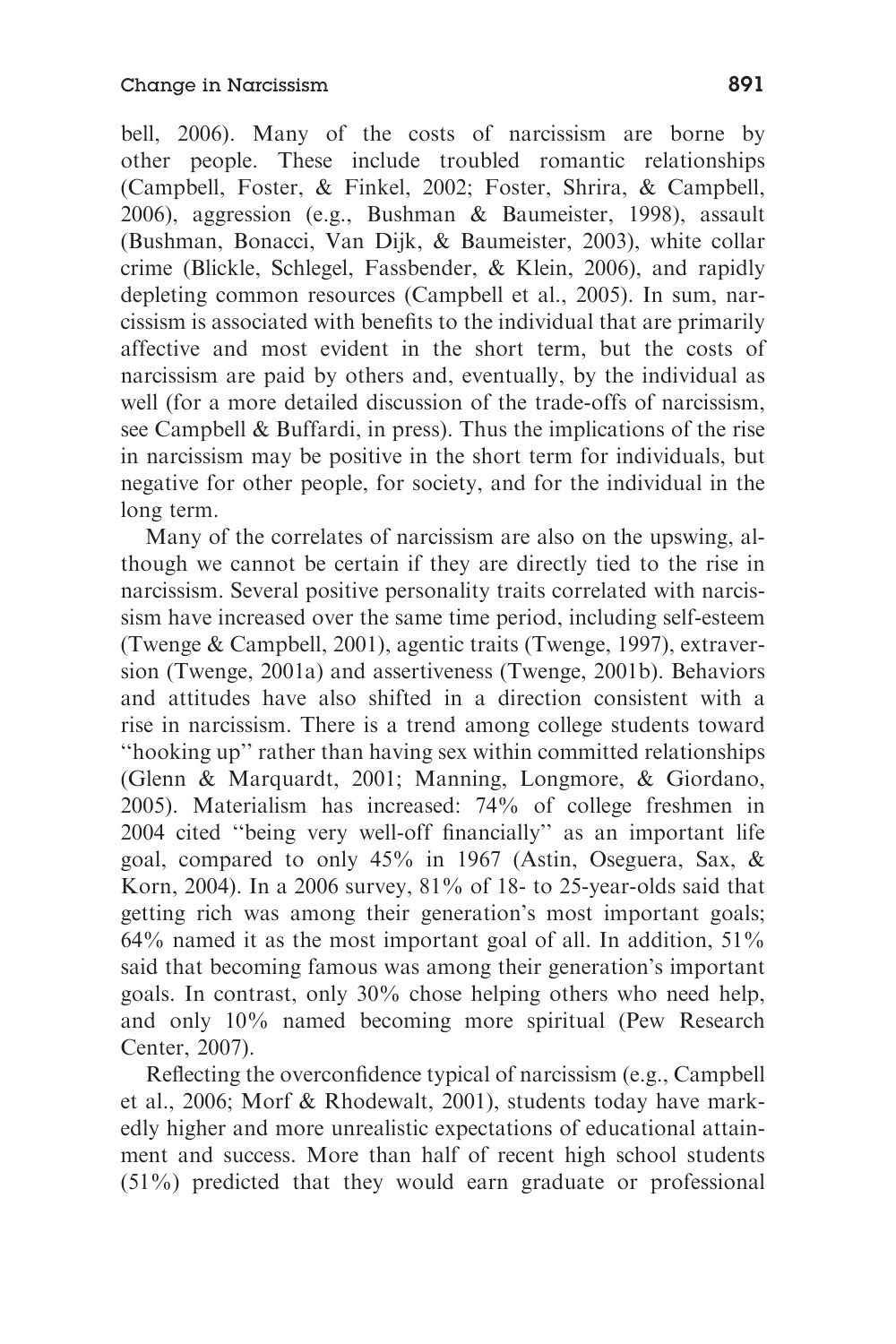bell, 2006). Many of the costs of narcissism are borne by other people. These include troubled romantic relationships (Campbell, Foster, & Finkel, 2002; Foster, Shrira, & Campbell, 2006), aggression (e.g., Bushman & Baumeister, 1998), assault (Bushman, Bonacci, Van Dijk, & Baumeister, 2003), white collar crime (Blickle, Schlegel, Fassbender, & Klein, 2006), and rapidly depleting common resources (Campbell et al., 2005). In sum, narcissism is associated with benefits to the individual that are primarily affective and most evident in the short term, but the costs of narcissism are paid by others and, eventually, by the individual as well (for a more detailed discussion of the trade-offs of narcissism, see Campbell & Buffardi, in press). Thus the implications of the rise in narcissism may be positive in the short term for individuals, but negative for other people, for society, and for the individual in the long term.

Many of the correlates of narcissism are also on the upswing, although we cannot be certain if they are directly tied to the rise in narcissism. Several positive personality traits correlated with narcissism have increased over the same time period, including self-esteem (Twenge & Campbell, 2001), agentic traits (Twenge, 1997), extraversion (Twenge, 2001a) and assertiveness (Twenge, 2001b). Behaviors and attitudes have also shifted in a direction consistent with a rise in narcissism. There is a trend among college students toward "hooking up" rather than having sex within committed relationships (Glenn & Marquardt, 2001; Manning, Longmore, & Giordano, 2005). Materialism has increased: 74% of college freshmen in 2004 cited "being very well-off financially" as an important life goal, compared to only 45% in 1967 (Astin, Oseguera, Sax, & Korn, 2004). In a 2006 survey, 81% of 18- to 25-year-olds said that getting rich was among their generation's most important goals; 64% named it as the most important goal of all. In addition, 51% said that becoming famous was among their generation's important goals. In contrast, only 30% chose helping others who need help, and only 10% named becoming more spiritual (Pew Research Center, 2007).

Reflecting the overconfidence typical of narcissism (e.g., Campbell et al., 2006; Morf & Rhodewalt, 2001), students today have markedly higher and more unrealistic expectations of educational attainment and success. More than half of recent high school students (51%) predicted that they would earn graduate or professional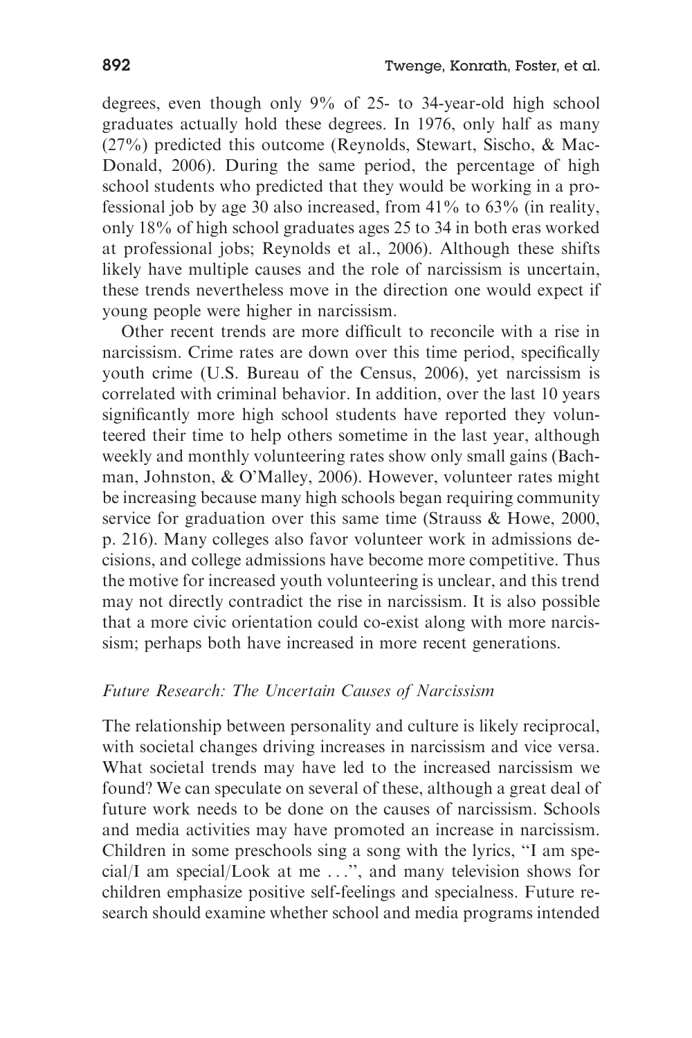degrees, even though only 9% of 25- to 34-year-old high school graduates actually hold these degrees. In 1976, only half as many (27%) predicted this outcome (Reynolds, Stewart, Sischo, & MacDonald, 2006). During the same period, the percentage of high school students who predicted that they would be working in a professional job by age 30 also increased, from 41% to 63% (in reality, only 18% of high school graduates ages 25 to 34 in both eras worked at professional jobs; Reynolds et al., 2006). Although these shifts likely have multiple causes and the role of narcissism is uncertain, these trends nevertheless move in the direction one would expect if young people were higher in narcissism.

Other recent trends are more difficult to reconcile with a rise in narcissism. Crime rates are down over this time period, specifically youth crime (U.S. Bureau of the Census, 2006), yet narcissism is correlated with criminal behavior. In addition, over the last 10 years significantly more high school students have reported they volunteered their time to help others sometime in the last year, although weekly and monthly volunteering rates show only small gains (Bachman, Johnston, & O'Malley, 2006). However, volunteer rates might be increasing because many high schools began requiring community service for graduation over this same time (Strauss & Howe, 2000, p. 216). Many colleges also favor volunteer work in admissions decisions, and college admissions have become more competitive. Thus the motive for increased youth volunteering is unclear, and this trend may not directly contradict the rise in narcissism. It is also possible that a more civic orientation could co-exist along with more narcissism; perhaps both have increased in more recent generations.

### *Future Research: The Uncertain Causes of Narcissism*

The relationship between personality and culture is likely reciprocal, with societal changes driving increases in narcissism and vice versa. What societal trends may have led to the increased narcissism we found? We can speculate on several of these, although a great deal of future work needs to be done on the causes of narcissism. Schools and media activities may have promoted an increase in narcissism. Children in some preschools sing a song with the lyrics, "I am special/I am special/Look at me . . .", and many television shows for children emphasize positive self-feelings and specialness. Future research should examine whether school and media programs intended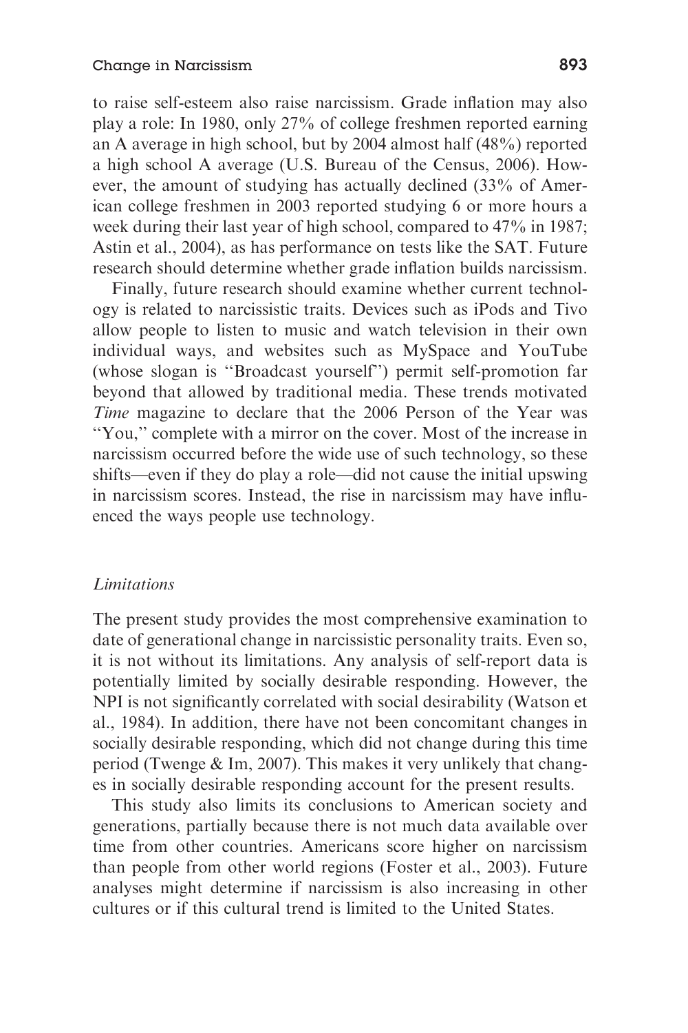to raise self-esteem also raise narcissism. Grade inflation may also play a role: In 1980, only 27% of college freshmen reported earning an A average in high school, but by 2004 almost half (48%) reported a high school A average (U.S. Bureau of the Census, 2006). However, the amount of studying has actually declined (33% of American college freshmen in 2003 reported studying 6 or more hours a week during their last year of high school, compared to 47% in 1987; Astin et al., 2004), as has performance on tests like the SAT. Future research should determine whether grade inflation builds narcissism.

Finally, future research should examine whether current technology is related to narcissistic traits. Devices such as iPods and Tivo allow people to listen to music and watch television in their own individual ways, and websites such as MySpace and YouTube (whose slogan is ''Broadcast yourself'') permit self-promotion far beyond that allowed by traditional media. These trends motivated *Time* magazine to declare that the 2006 Person of the Year was ''You,'' complete with a mirror on the cover. Most of the increase in narcissism occurred before the wide use of such technology, so these shifts—even if they do play a role—did not cause the initial upswing in narcissism scores. Instead, the rise in narcissism may have influenced the ways people use technology.

### *Limitations*

The present study provides the most comprehensive examination to date of generational change in narcissistic personality traits. Even so, it is not without its limitations. Any analysis of self-report data is potentially limited by socially desirable responding. However, the NPI is not significantly correlated with social desirability (Watson et al., 1984). In addition, there have not been concomitant changes in socially desirable responding, which did not change during this time period (Twenge & Im, 2007). This makes it very unlikely that changes in socially desirable responding account for the present results.

This study also limits its conclusions to American society and generations, partially because there is not much data available over time from other countries. Americans score higher on narcissism than people from other world regions (Foster et al., 2003). Future analyses might determine if narcissism is also increasing in other cultures or if this cultural trend is limited to the United States.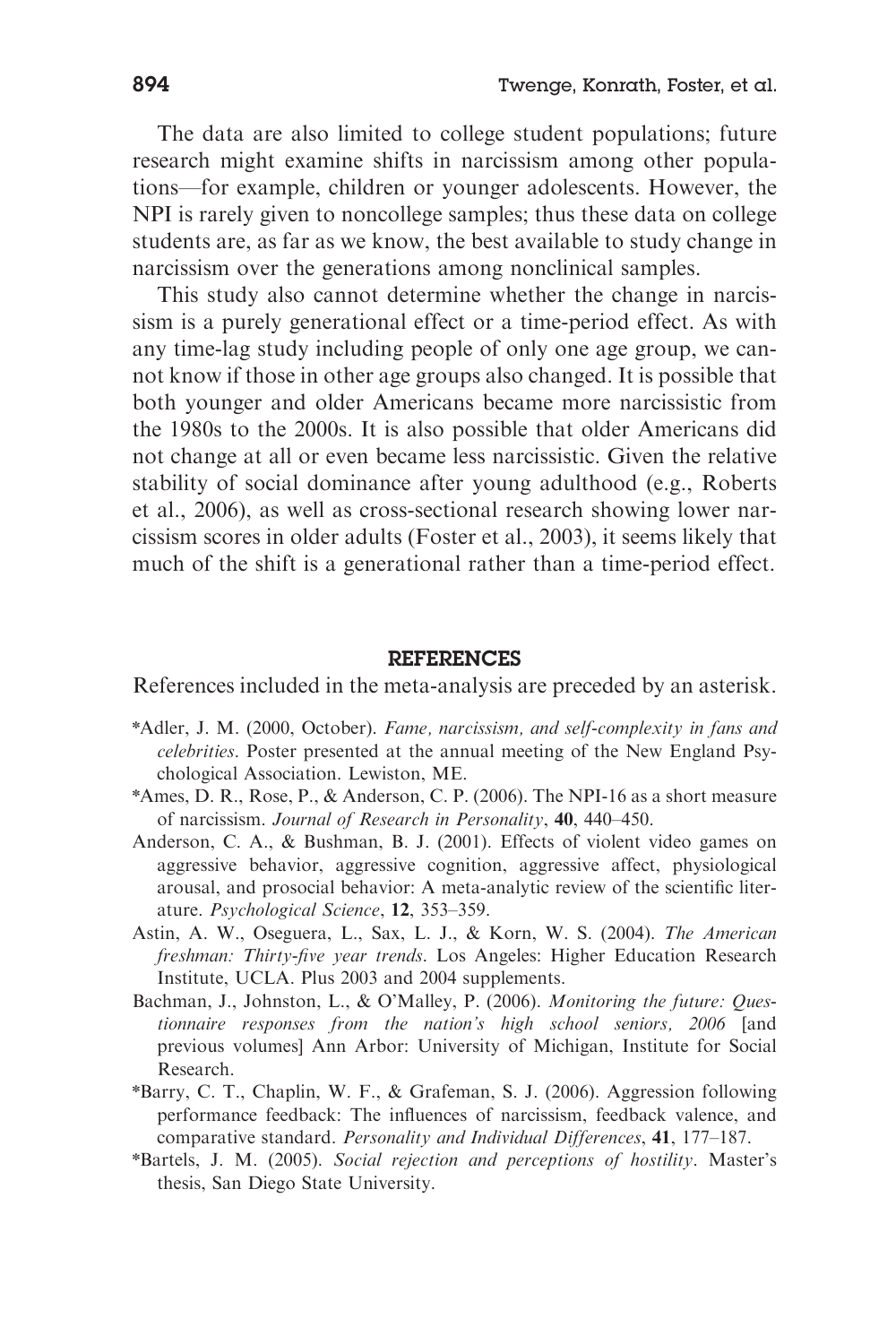The data are also limited to college student populations; future research might examine shifts in narcissism among other populations—for example, children or younger adolescents. However, the NPI is rarely given to noncollege samples; thus these data on college students are, as far as we know, the best available to study change in narcissism over the generations among nonclinical samples.

This study also cannot determine whether the change in narcissism is a purely generational effect or a time-period effect. As with any time-lag study including people of only one age group, we cannot know if those in other age groups also changed. It is possible that both younger and older Americans became more narcissistic from the 1980s to the 2000s. It is also possible that older Americans did not change at all or even became less narcissistic. Given the relative stability of social dominance after young adulthood (e.g., Roberts et al., 2006), as well as cross-sectional research showing lower narcissism scores in older adults (Foster et al., 2003), it seems likely that much of the shift is a generational rather than a time-period effect.

## REFERENCES

References included in the meta-analysis are preceded by an asterisk.

*Adler, J. M. (2000, October). *Fame, narcissism, and self-complexity in fans and celebrities*. Poster presented at the annual meeting of the New England Psychological Association. Lewiston, ME.

*Ames, D. R., Rose, P., & Anderson, C. P. (2006). The NPI-16 as a short measure of narcissism. *Journal of Research in Personality*, **40**, 440–450.

Anderson, C. A., & Bushman, B. J. (2001). Effects of violent video games on aggressive behavior, aggressive cognition, aggressive affect, physiological arousal, and prosocial behavior: A meta-analytic review of the scientific literature. *Psychological Science*, **12**, 353–359.

Astin, A. W., Oseguera, L., Sax, L. J., & Korn, W. S. (2004). *The American freshman: Thirty-five year trends*. Los Angeles: Higher Education Research Institute, UCLA. Plus 2003 and 2004 supplements.

Bachman, J., Johnston, L., & O'Malley, P. (2006). *Monitoring the future: Questionnaire responses from the nation's high school seniors, 2006* [and previous volumes] Ann Arbor: University of Michigan, Institute for Social Research.

*Barry, C. T., Chaplin, W. F., & Grafeman, S. J. (2006). Aggression following performance feedback: The influences of narcissism, feedback valence, and comparative standard. *Personality and Individual Differences*, **41**, 177–187.

*Bartels, J. M. (2005). *Social rejection and perceptions of hostility*. Master's thesis, San Diego State University.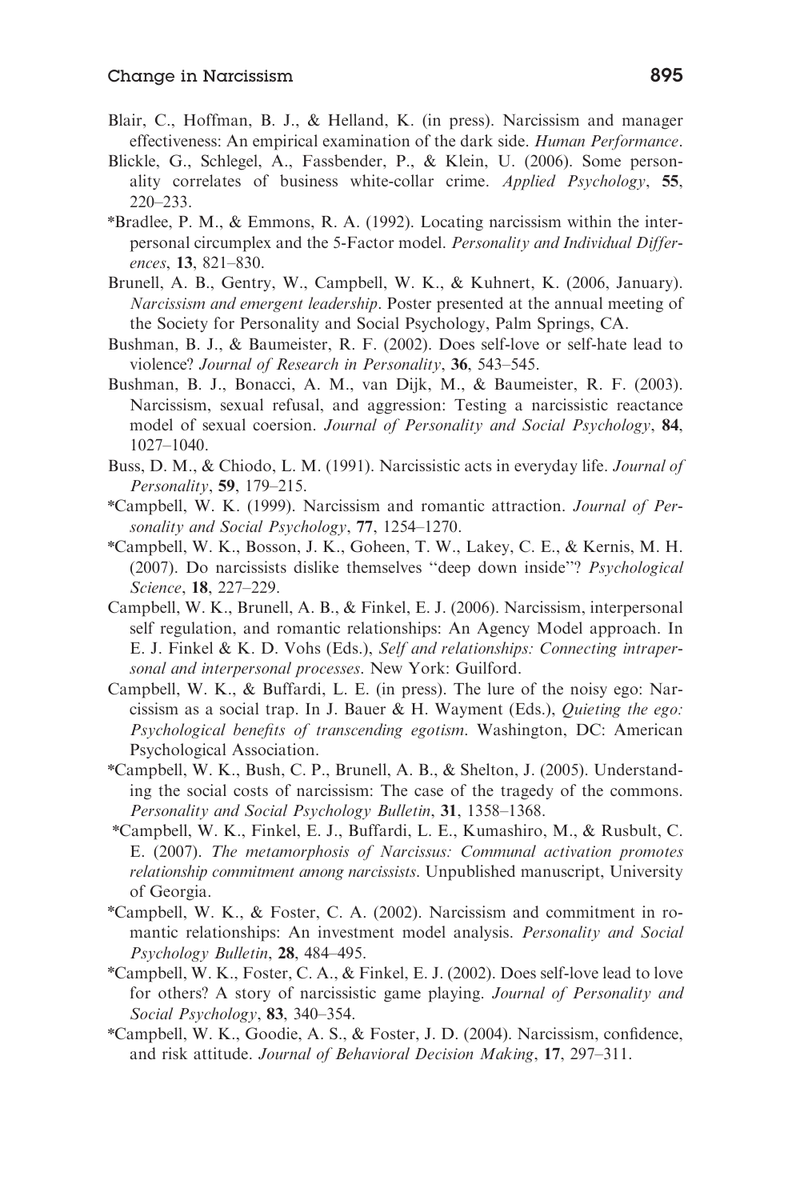Blair, C., Hoffman, B. J., & Helland, K. (in press). Narcissism and manager effectiveness: An empirical examination of the dark side. *Human Performance*.

Blickle, G., Schlegel, A., Fassbender, P., & Klein, U. (2006). Some personality correlates of business white-collar crime. *Applied Psychology*, **55**, 220–233.

*Bradlee, P. M., & Emmons, R. A. (1992). Locating narcissism within the interpersonal circumplex and the 5-Factor model. *Personality and Individual Differences*, **13**, 821–830.

Brunell, A. B., Gentry, W., Campbell, W. K., & Kuhnert, K. (2006, January). *Narcissism and emergent leadership*. Poster presented at the annual meeting of the Society for Personality and Social Psychology, Palm Springs, CA.

Bushman, B. J., & Baumeister, R. F. (2002). Does self-love or self-hate lead to violence? *Journal of Research in Personality*, **36**, 543–545.

Bushman, B. J., Bonacci, A. M., van Dijk, M., & Baumeister, R. F. (2003). Narcissism, sexual refusal, and aggression: Testing a narcissistic reactance model of sexual coercion. *Journal of Personality and Social Psychology*, **84**, 1027–1040.

Buss, D. M., & Chiodo, L. M. (1991). Narcissistic acts in everyday life. *Journal of Personality*, **59**, 179–215.

*Campbell, W. K. (1999). Narcissism and romantic attraction. *Journal of Personality and Social Psychology*, **77**, 1254–1270.

*Campbell, W. K., Bosson, J. K., Goheen, T. W., Lakey, C. E., & Kernis, M. H. (2007). Do narcissists dislike themselves ''deep down inside''? *Psychological Science*, **18**, 227–229.

Campbell, W. K., Brunell, A. B., & Finkel, E. J. (2006). Narcissism, interpersonal self regulation, and romantic relationships: An Agency Model approach. In E. J. Finkel & K. D. Vohs (Eds.), *Self and relationships: Connecting intrapersonal and interpersonal processes*. New York: Guilford.

Campbell, W. K., & Buffardi, L. E. (in press). The lure of the noisy ego: Narcissism as a social trap. In J. Bauer & H. Wayment (Eds.), *Quieting the ego: Psychological benefits of transcending egotism*. Washington, DC: American Psychological Association.

*Campbell, W. K., Bush, C. P., Brunell, A. B., & Shelton, J. (2005). Understanding the social costs of narcissism: The case of the tragedy of the commons. *Personality and Social Psychology Bulletin*, **31**, 1358–1368.

*Campbell, W. K., Finkel, E. J., Buffardi, L. E., Kumashiro, M., & Rusbult, C. E. (2007). *The metamorphosis of Narcissus: Communal activation promotes relationship commitment among narcissists*. Unpublished manuscript, University of Georgia.

*Campbell, W. K., & Foster, C. A. (2002). Narcissism and commitment in romantic relationships: An investment model analysis. *Personality and Social Psychology Bulletin*, **28**, 484–495.

*Campbell, W. K., Foster, C. A., & Finkel, E. J. (2002). Does self-love lead to love for others? A story of narcissistic game playing. *Journal of Personality and Social Psychology*, **83**, 340–354.

*Campbell, W. K., Goodie, A. S., & Foster, J. D. (2004). Narcissism, confidence, and risk attitude. *Journal of Behavioral Decision Making*, **17**, 297–311.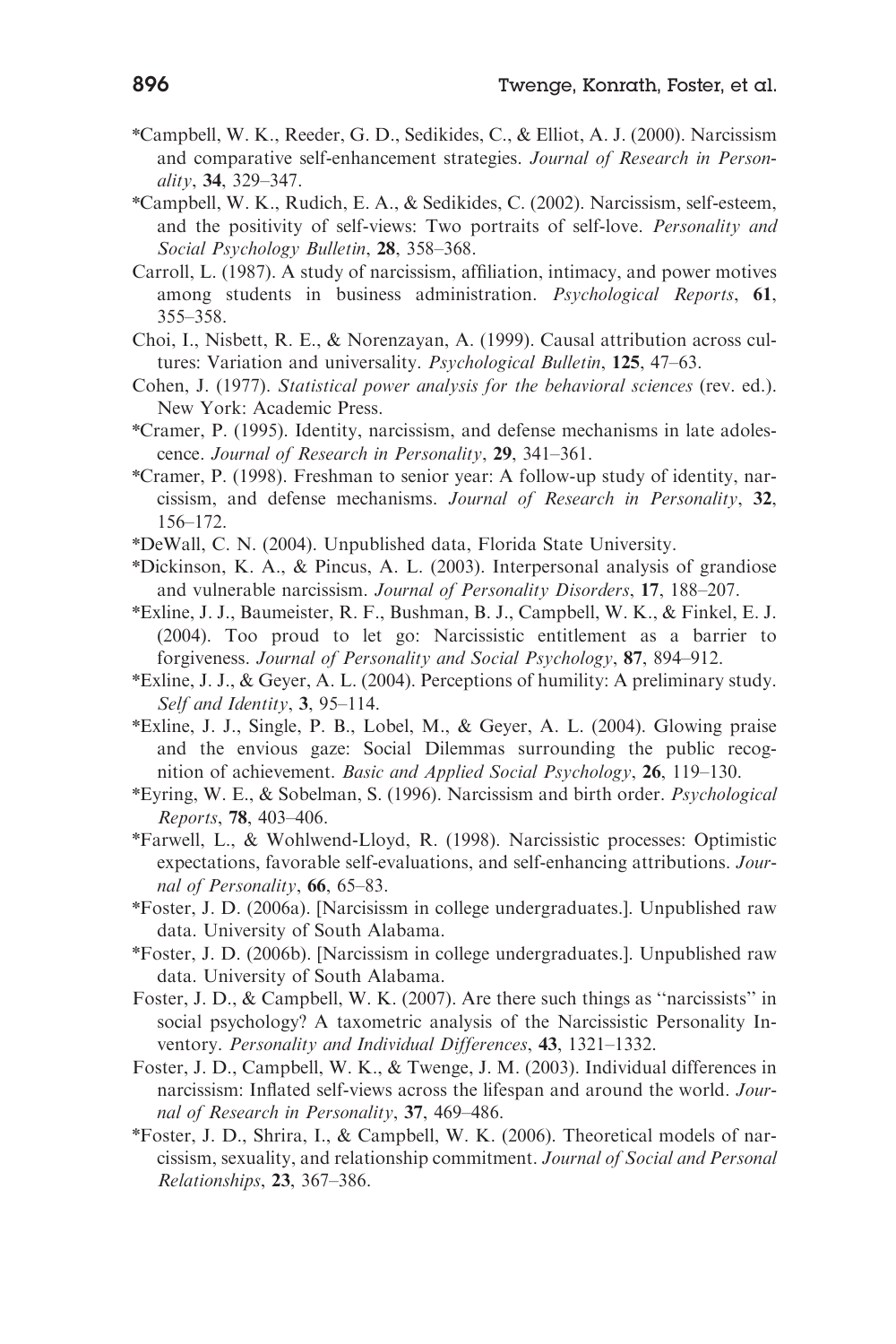*Campbell, W. K., Reeder, G. D., Sedikides, C., & Elliot, A. J. (2000). Narcissism and comparative self-enhancement strategies. *Journal of Research in Personality*, **34**, 329–347.

*Campbell, W. K., Rudich, E. A., & Sedikides, C. (2002). Narcissism, self-esteem, and the positivity of self-views: Two portraits of self-love. *Personality and Social Psychology Bulletin*, **28**, 358–368.

Carroll, L. (1987). A study of narcissism, affiliation, intimacy, and power motives among students in business administration. *Psychological Reports*, **61**, 355–358.

Choi, I., Nisbett, R. E., & Norenzayan, A. (1999). Causal attribution across cultures: Variation and universality. *Psychological Bulletin*, **125**, 47–63.

Cohen, J. (1977). *Statistical power analysis for the behavioral sciences* (rev. ed.). New York: Academic Press.

*Cramer, P. (1995). Identity, narcissism, and defense mechanisms in late adolescence. *Journal of Research in Personality*, **29**, 341–361.

*Cramer, P. (1998). Freshman to senior year: A follow-up study of identity, narcissism, and defense mechanisms. *Journal of Research in Personality*, **32**, 156–172.

*DeWall, C. N. (2004). Unpublished data, Florida State University.

*Dickinson, K. A., & Pincus, A. L. (2003). Interpersonal analysis of grandiose and vulnerable narcissism. *Journal of Personality Disorders*, **17**, 188–207.

*Exline, J. J., Baumeister, R. F., Bushman, B. J., Campbell, W. K., & Finkel, E. J. (2004). Too proud to let go: Narcissistic entitlement as a barrier to forgiveness. *Journal of Personality and Social Psychology*, **87**, 894–912.

*Exline, J. J., & Geyer, A. L. (2004). Perceptions of humility: A preliminary study. *Self and Identity*, **3**, 95–114.

*Exline, J. J., Single, P. B., Lobel, M., & Geyer, A. L. (2004). Glowing praise and the envious gaze: Social Dilemmas surrounding the public recognition of achievement. *Basic and Applied Social Psychology*, **26**, 119–130.

*Eyring, W. E., & Sobelman, S. (1996). Narcissism and birth order. *Psychological Reports*, **78**, 403–406.

*Farwell, L., & Wohlwend-Lloyd, R. (1998). Narcissistic processes: Optimistic expectations, favorable self-evaluations, and self-enhancing attributions. *Journal of Personality*, **66**, 65–83.

*Foster, J. D. (2006a). [Narcisissm in college undergraduates.]. Unpublished raw data. University of South Alabama.

*Foster, J. D. (2006b). [Narcissism in college undergraduates.]. Unpublished raw data. University of South Alabama.

Foster, J. D., & Campbell, W. K. (2007). Are there such things as ''narcissists'' in social psychology? A taxometric analysis of the Narcissistic Personality Inventory. *Personality and Individual Differences*, **43**, 1321–1332.

Foster, J. D., Campbell, W. K., & Twenge, J. M. (2003). Individual differences in narcissism: Inflated self-views across the lifespan and around the world. *Journal of Research in Personality*, **37**, 469–486.

*Foster, J. D., Shrira, I., & Campbell, W. K. (2006). Theoretical models of narcissism, sexuality, and relationship commitment. *Journal of Social and Personal Relationships*, **23**, 367–386.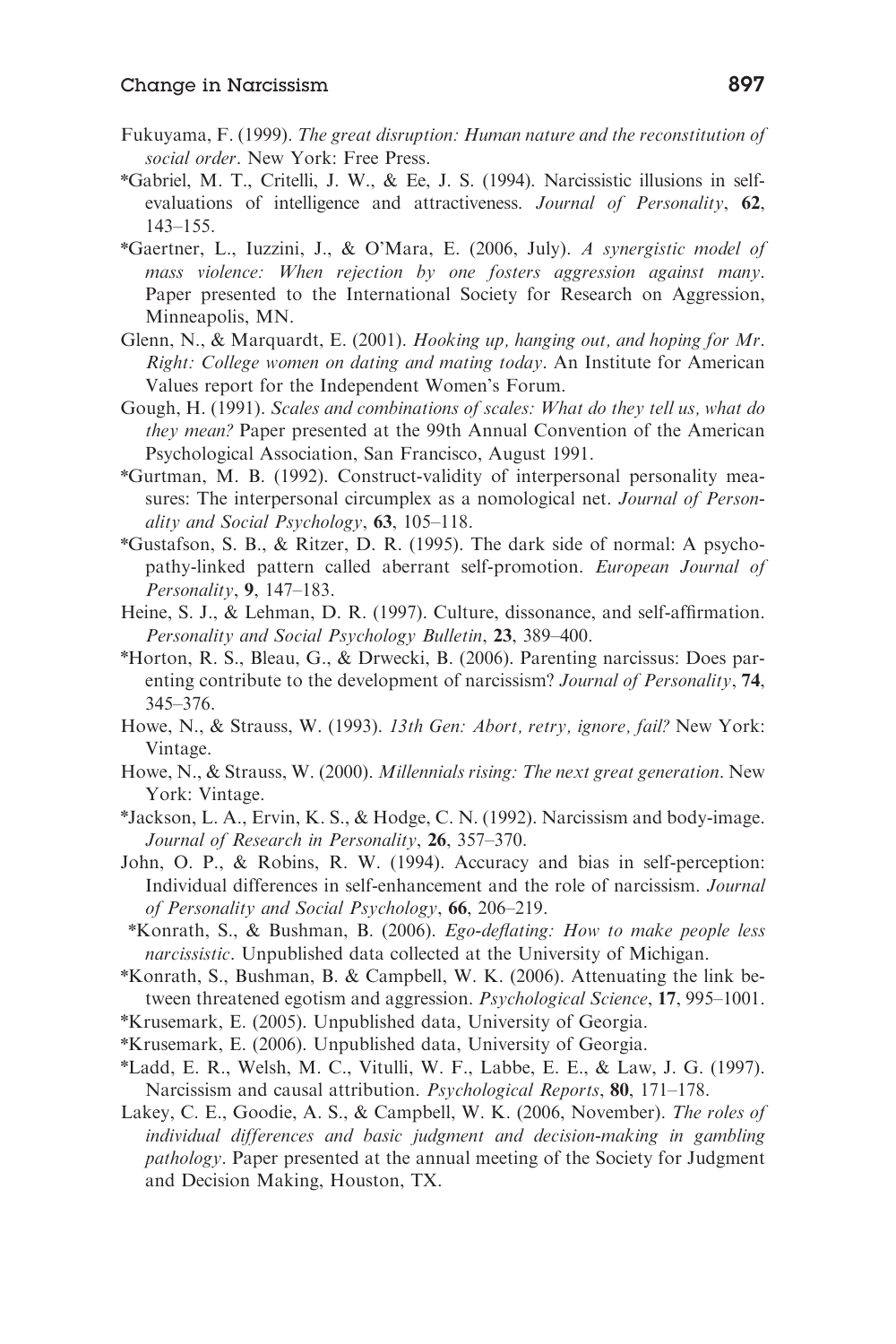Fukuyama, F. (1999). *The great disruption: Human nature and the reconstitution of social order*. New York: Free Press.

*Gabriel, M. T., Critelli, J. W., & Ee, J. S. (1994). Narcissistic illusions in self-evaluations of intelligence and attractiveness. *Journal of Personality*, **62**, 143–155.

*Gaertner, L., Iuzzini, J., & O'Mara, E. (2006, July). *A synergistic model of mass violence: When rejection by one fosters aggression against many*. Paper presented to the International Society for Research on Aggression, Minneapolis, MN.

Glenn, N., & Marquardt, E. (2001). *Hooking up, hanging out, and hoping for Mr. Right: College women on dating and mating today*. An Institute for American Values report for the Independent Women's Forum.

Gough, H. (1991). *Scales and combinations of scales: What do they tell us, what do they mean?* Paper presented at the 99th Annual Convention of the American Psychological Association, San Francisco, August 1991.

*Gurtman, M. B. (1992). Construct-validity of interpersonal personality measures: The interpersonal circumplex as a nomological net. *Journal of Personality and Social Psychology*, **63**, 105–118.

*Gustafson, S. B., & Ritzer, D. R. (1995). The dark side of normal: A psychopathy-linked pattern called aberrant self-promotion. *European Journal of Personality*, **9**, 147–183.

Heine, S. J., & Lehman, D. R. (1997). Culture, dissonance, and self-affirmation. *Personality and Social Psychology Bulletin*, **23**, 389–400.

*Horton, R. S., Bleau, G., & Drwecki, B. (2006). Parenting narcissus: Does parenting contribute to the development of narcissism? *Journal of Personality*, **74**, 345–376.

Howe, N., & Strauss, W. (1993). *13th Gen: Abort, retry, ignore, fail?* New York: Vintage.

Howe, N., & Strauss, W. (2000). *Millennials rising: The next great generation*. New York: Vintage.

*Jackson, L. A., Ervin, K. S., & Hodge, C. N. (1992). Narcissism and body-image. *Journal of Research in Personality*, **26**, 357–370.

John, O. P., & Robins, R. W. (1994). Accuracy and bias in self-perception: Individual differences in self-enhancement and the role of narcissism. *Journal of Personality and Social Psychology*, **66**, 206–219.

*Konrath, S., & Bushman, B. (2006). *Ego-deflating: How to make people less narcissistic*. Unpublished data collected at the University of Michigan.

*Konrath, S., Bushman, B. & Campbell, W. K. (2006). Attenuating the link between threatened egotism and aggression. *Psychological Science*, **17**, 995–1001.

*Krusemark, E. (2005). Unpublished data, University of Georgia.

*Krusemark, E. (2006). Unpublished data, University of Georgia.

*Ladd, E. R., Welsh, M. C., Vitulli, W. F., Labbe, E. E., & Law, J. G. (1997). Narcissism and causal attribution. *Psychological Reports*, **80**, 171–178.

Lakey, C. E., Goodie, A. S., & Campbell, W. K. (2006, November). *The roles of individual differences and basic judgment and decision-making in gambling pathology*. Paper presented at the annual meeting of the Society for Judgment and Decision Making, Houston, TX.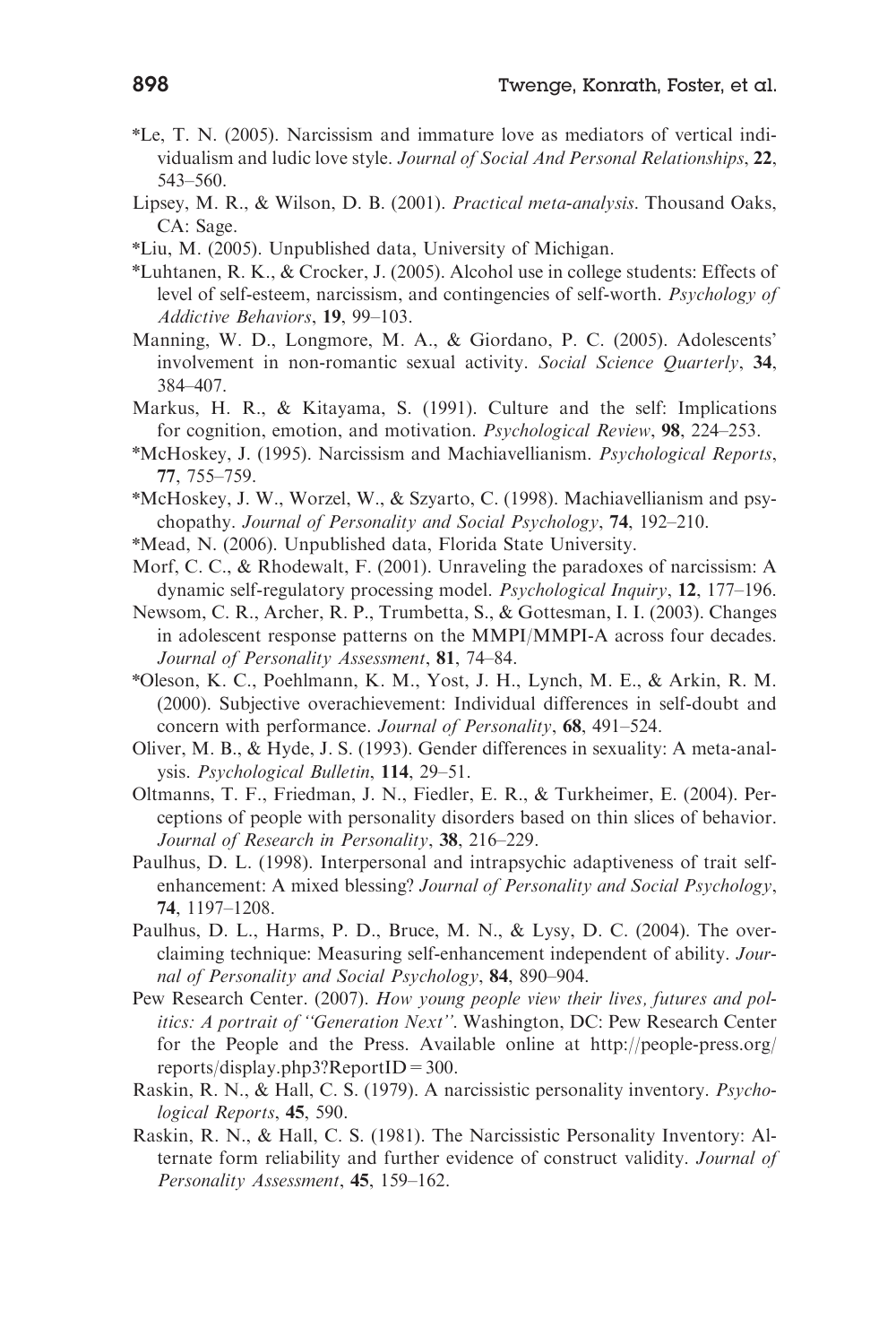*Le, T. N. (2005). Narcissism and immature love as mediators of vertical individualism and ludic love style. *Journal of Social And Personal Relationships*, **22**, 543–560.

Lipsey, M. R., & Wilson, D. B. (2001). *Practical meta-analysis*. Thousand Oaks, CA: Sage.

*Liu, M. (2005). Unpublished data, University of Michigan.

*Luhtanen, R. K., & Crocker, J. (2005). Alcohol use in college students: Effects of level of self-esteem, narcissism, and contingencies of self-worth. *Psychology of Addictive Behaviors*, **19**, 99–103.

Manning, W. D., Longmore, M. A., & Giordano, P. C. (2005). Adolescents' involvement in non-romantic sexual activity. *Social Science Quarterly*, **34**, 384–407.

Markus, H. R., & Kitayama, S. (1991). Culture and the self: Implications for cognition, emotion, and motivation. *Psychological Review*, **98**, 224–253.

*McHoskey, J. (1995). Narcissism and Machiavellianism. *Psychological Reports*, **77**, 755–759.

*McHoskey, J. W., Worzel, W., & Szyarto, C. (1998). Machiavellianism and psychopathy. *Journal of Personality and Social Psychology*, **74**, 192–210.

*Mead, N. (2006). Unpublished data, Florida State University.

Morf, C. C., & Rhodewalt, F. (2001). Unraveling the paradoxes of narcissism: A dynamic self-regulatory processing model. *Psychological Inquiry*, **12**, 177–196.

Newsom, C. R., Archer, R. P., Trumbetta, S., & Gottesman, I. I. (2003). Changes in adolescent response patterns on the MMPI/MMPI-A across four decades. *Journal of Personality Assessment*, **81**, 74–84.

*Oleson, K. C., Poehlmann, K. M., Yost, J. H., Lynch, M. E., & Arkin, R. M. (2000). Subjective overachievement: Individual differences in self-doubt and concern with performance. *Journal of Personality*, **68**, 491–524.

Oliver, M. B., & Hyde, J. S. (1993). Gender differences in sexuality: A meta-analysis. *Psychological Bulletin*, **114**, 29–51.

Oltmanns, T. F., Friedman, J. N., Fiedler, E. R., & Turkheimer, E. (2004). Perceptions of people with personality disorders based on thin slices of behavior. *Journal of Research in Personality*, **38**, 216–229.

Paulhus, D. L. (1998). Interpersonal and intrapsychic adaptiveness of trait self-enhancement: A mixed blessing? *Journal of Personality and Social Psychology*, **74**, 1197–1208.

Paulhus, D. L., Harms, P. D., Bruce, M. N., & Lysy, D. C. (2004). The over-claiming technique: Measuring self-enhancement independent of ability. *Journal of Personality and Social Psychology*, **84**, 890–904.

Pew Research Center. (2007). *How young people view their lives, futures and politics: A portrait of "Generation Next"*. Washington, DC: Pew Research Center for the People and the Press. Available online at http://people-press.org/reports/display.php3?ReportID = 300.

Raskin, R. N., & Hall, C. S. (1979). A narcissistic personality inventory. *Psychological Reports*, **45**, 590.

Raskin, R. N., & Hall, C. S. (1981). The Narcissistic Personality Inventory: Alternate form reliability and further evidence of construct validity. *Journal of Personality Assessment*, **45**, 159–162.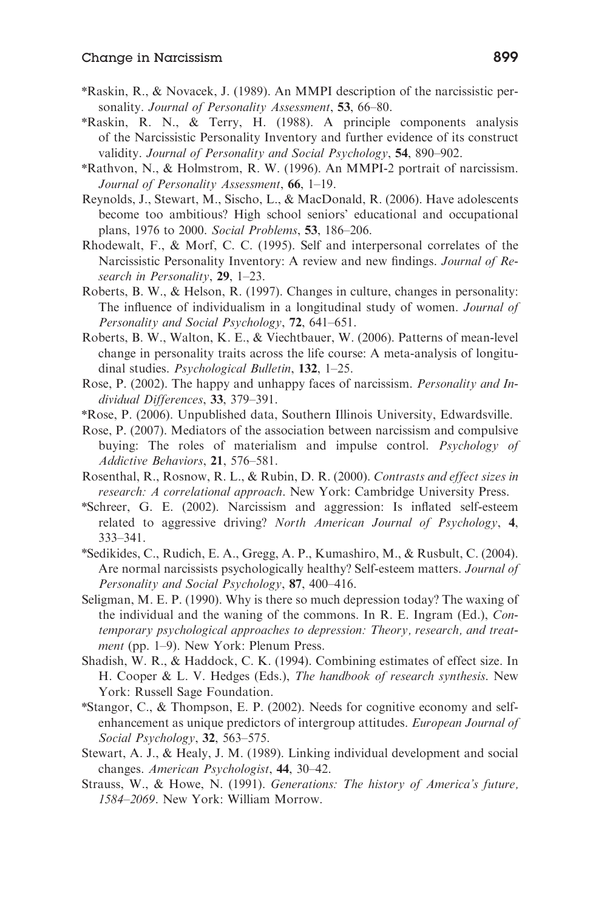*Raskin, R., & Novacek, J. (1989). An MMPI description of the narcissistic personality. *Journal of Personality Assessment*, **53**, 66–80.

*Raskin, R. N., & Terry, H. (1988). A principle components analysis of the Narcissistic Personality Inventory and further evidence of its construct validity. *Journal of Personality and Social Psychology*, **54**, 890–902.

*Rathvon, N., & Holmstrom, R. W. (1996). An MMPI-2 portrait of narcissism. *Journal of Personality Assessment*, **66**, 1–19.

Reynolds, J., Stewart, M., Sischo, L., & MacDonald, R. (2006). Have adolescents become too ambitious? High school seniors' educational and occupational plans, 1976 to 2000. *Social Problems*, **53**, 186–206.

Rhodewalt, F., & Morf, C. C. (1995). Self and interpersonal correlates of the Narcissistic Personality Inventory: A review and new findings. *Journal of Research in Personality*, **29**, 1–23.

Roberts, B. W., & Helson, R. (1997). Changes in culture, changes in personality: The influence of individualism in a longitudinal study of women. *Journal of Personality and Social Psychology*, **72**, 641–651.

Roberts, B. W., Walton, K. E., & Viechtbauer, W. (2006). Patterns of mean-level change in personality traits across the life course: A meta-analysis of longitudinal studies. *Psychological Bulletin*, **132**, 1–25.

Rose, P. (2002). The happy and unhappy faces of narcissism. *Personality and Individual Differences*, **33**, 379–391.

*Rose, P. (2006). Unpublished data, Southern Illinois University, Edwardsville.

Rose, P. (2007). Mediators of the association between narcissism and compulsive buying: The roles of materialism and impulse control. *Psychology of Addictive Behaviors*, **21**, 576–581.

Rosenthal, R., Rosnow, R. L., & Rubin, D. R. (2000). *Contrasts and effect sizes in research: A correlational approach*. New York: Cambridge University Press.

*Schreer, G. E. (2002). Narcissism and aggression: Is inflated self-esteem related to aggressive driving? *North American Journal of Psychology*, **4**, 333–341.

*Sedikides, C., Rudich, E. A., Gregg, A. P., Kumashiro, M., & Rusbult, C. (2004). Are normal narcissists psychologically healthy? Self-esteem matters. *Journal of Personality and Social Psychology*, **87**, 400–416.

Seligman, M. E. P. (1990). Why is there so much depression today? The waxing of the individual and the waning of the commons. In R. E. Ingram (Ed.), *Contemporary psychological approaches to depression: Theory, research, and treatment* (pp. 1–9). New York: Plenum Press.

Shadish, W. R., & Haddock, C. K. (1994). Combining estimates of effect size. In H. Cooper & L. V. Hedges (Eds.), *The handbook of research synthesis*. New York: Russell Sage Foundation.

*Stangor, C., & Thompson, E. P. (2002). Needs for cognitive economy and self-enhancement as unique predictors of intergroup attitudes. *European Journal of Social Psychology*, **32**, 563–575.

Stewart, A. J., & Healy, J. M. (1989). Linking individual development and social changes. *American Psychologist*, **44**, 30–42.

Strauss, W., & Howe, N. (1991). *Generations: The history of America's future, 1584–2069*. New York: William Morrow.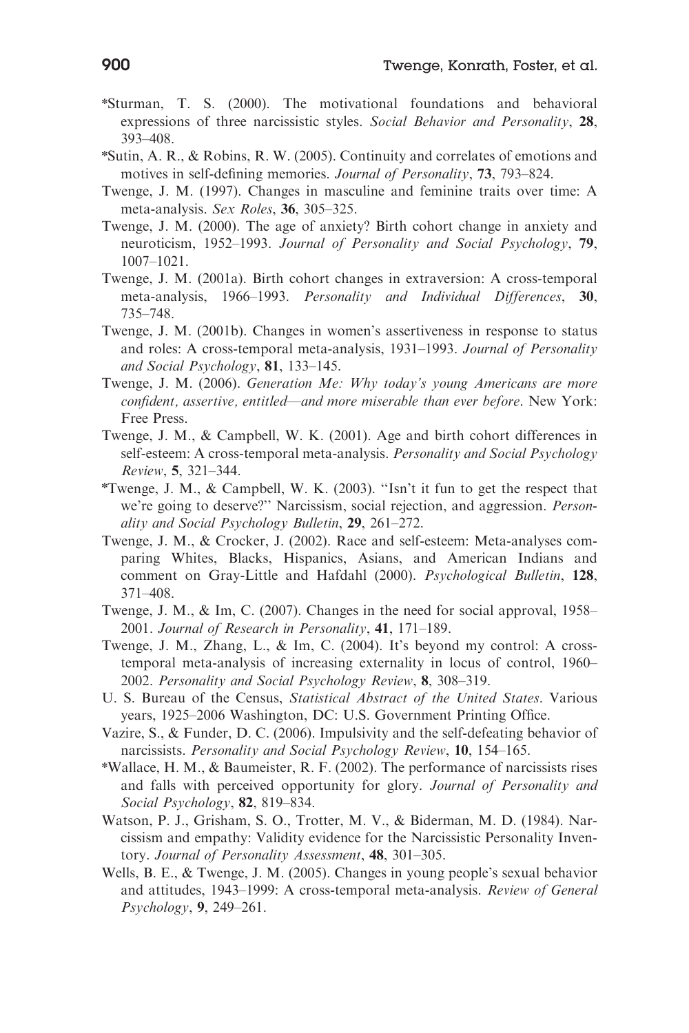*Sturman, T. S. (2000). The motivational foundations and behavioral expressions of three narcissistic styles. *Social Behavior and Personality*, **28**, 393–408.

*Sutin, A. R., & Robins, R. W. (2005). Continuity and correlates of emotions and motives in self-defining memories. *Journal of Personality*, **73**, 793–824.

Twenge, J. M. (1997). Changes in masculine and feminine traits over time: A meta-analysis. *Sex Roles*, **36**, 305–325.

Twenge, J. M. (2000). The age of anxiety? Birth cohort change in anxiety and neuroticism, 1952–1993. *Journal of Personality and Social Psychology*, **79**, 1007–1021.

Twenge, J. M. (2001a). Birth cohort changes in extraversion: A cross-temporal meta-analysis, 1966–1993. *Personality and Individual Differences*, **30**, 735–748.

Twenge, J. M. (2001b). Changes in women's assertiveness in response to status and roles: A cross-temporal meta-analysis, 1931–1993. *Journal of Personality and Social Psychology*, **81**, 133–145.

Twenge, J. M. (2006). *Generation Me: Why today's young Americans are more confident, assertive, entitled—and more miserable than ever before*. New York: Free Press.

Twenge, J. M., & Campbell, W. K. (2001). Age and birth cohort differences in self-esteem: A cross-temporal meta-analysis. *Personality and Social Psychology Review*, **5**, 321–344.

*Twenge, J. M., & Campbell, W. K. (2003). "Isn't it fun to get the respect that we're going to deserve?" Narcissism, social rejection, and aggression. *Personality and Social Psychology Bulletin*, **29**, 261–272.

Twenge, J. M., & Crocker, J. (2002). Race and self-esteem: Meta-analyses comparing Whites, Blacks, Hispanics, Asians, and American Indians and comment on Gray-Little and Hafdahl (2000). *Psychological Bulletin*, **128**, 371–408.

Twenge, J. M., & Im, C. (2007). Changes in the need for social approval, 1958–2001. *Journal of Research in Personality*, **41**, 171–189.

Twenge, J. M., Zhang, L., & Im, C. (2004). It's beyond my control: A cross-temporal meta-analysis of increasing externality in locus of control, 1960–2002. *Personality and Social Psychology Review*, **8**, 308–319.

U. S. Bureau of the Census, *Statistical Abstract of the United States*. Various years, 1925–2006 Washington, DC: U.S. Government Printing Office.

Vazire, S., & Funder, D. C. (2006). Impulsivity and the self-defeating behavior of narcissists. *Personality and Social Psychology Review*, **10**, 154–165.

*Wallace, H. M., & Baumeister, R. F. (2002). The performance of narcissists rises and falls with perceived opportunity for glory. *Journal of Personality and Social Psychology*, **82**, 819–834.

Watson, P. J., Grisham, S. O., Trotter, M. V., & Biderman, M. D. (1984). Narcissism and empathy: Validity evidence for the Narcissistic Personality Inventory. *Journal of Personality Assessment*, **48**, 301–305.

Wells, B. E., & Twenge, J. M. (2005). Changes in young people's sexual behavior and attitudes, 1943–1999: A cross-temporal meta-analysis. *Review of General Psychology*, **9**, 249–261.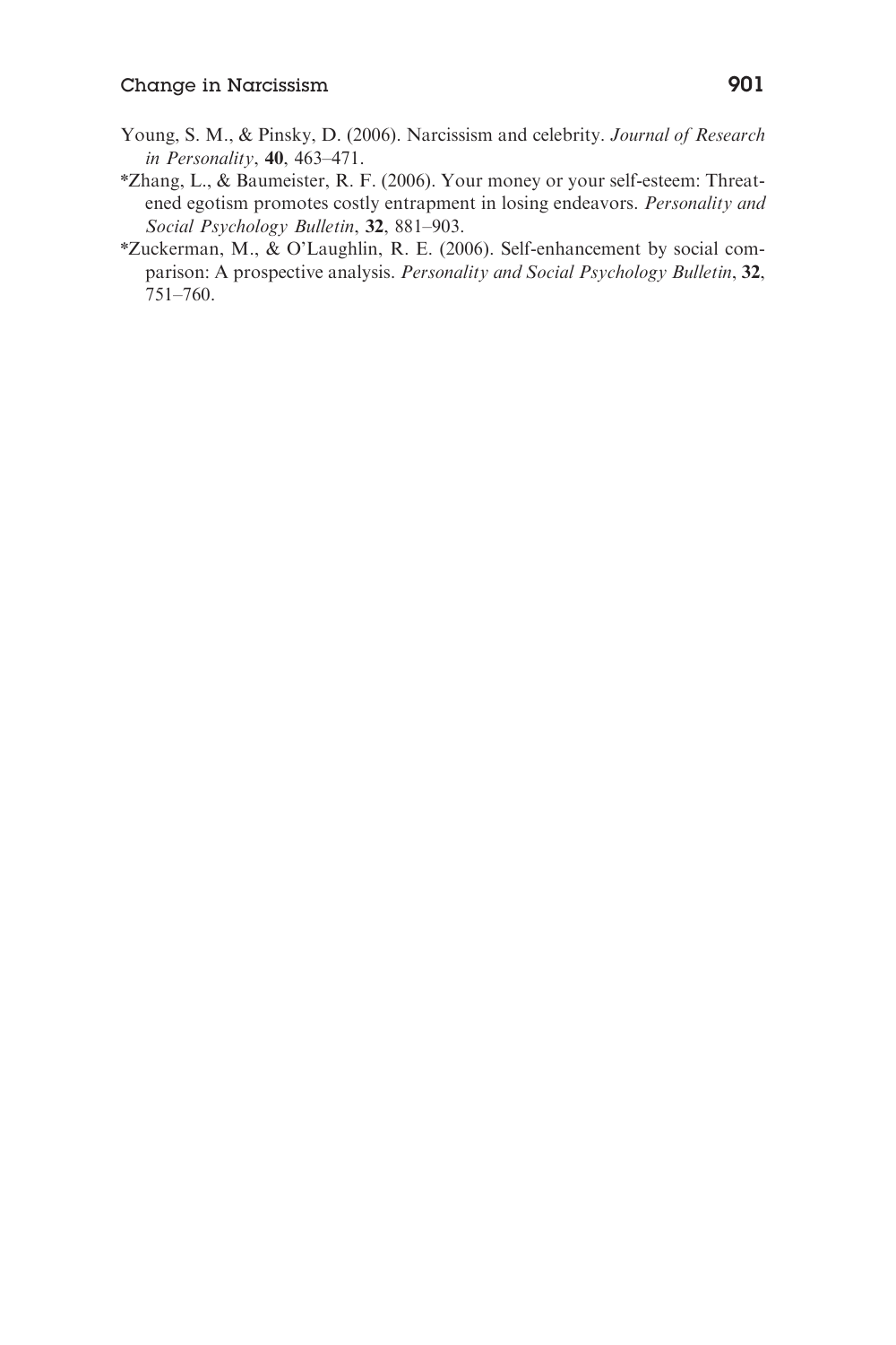Young, S. M., & Pinsky, D. (2006). Narcissism and celebrity. *Journal of Research in Personality*, **40**, 463–471.

*Zhang, L., & Baumeister, R. F. (2006). Your money or your self-esteem: Threatened egotism promotes costly entrapment in losing endeavors. *Personality and Social Psychology Bulletin*, **32**, 881–903.

*Zuckerman, M., & O'Laughlin, R. E. (2006). Self-enhancement by social comparison: A prospective analysis. *Personality and Social Psychology Bulletin*, **32**, 751–760.